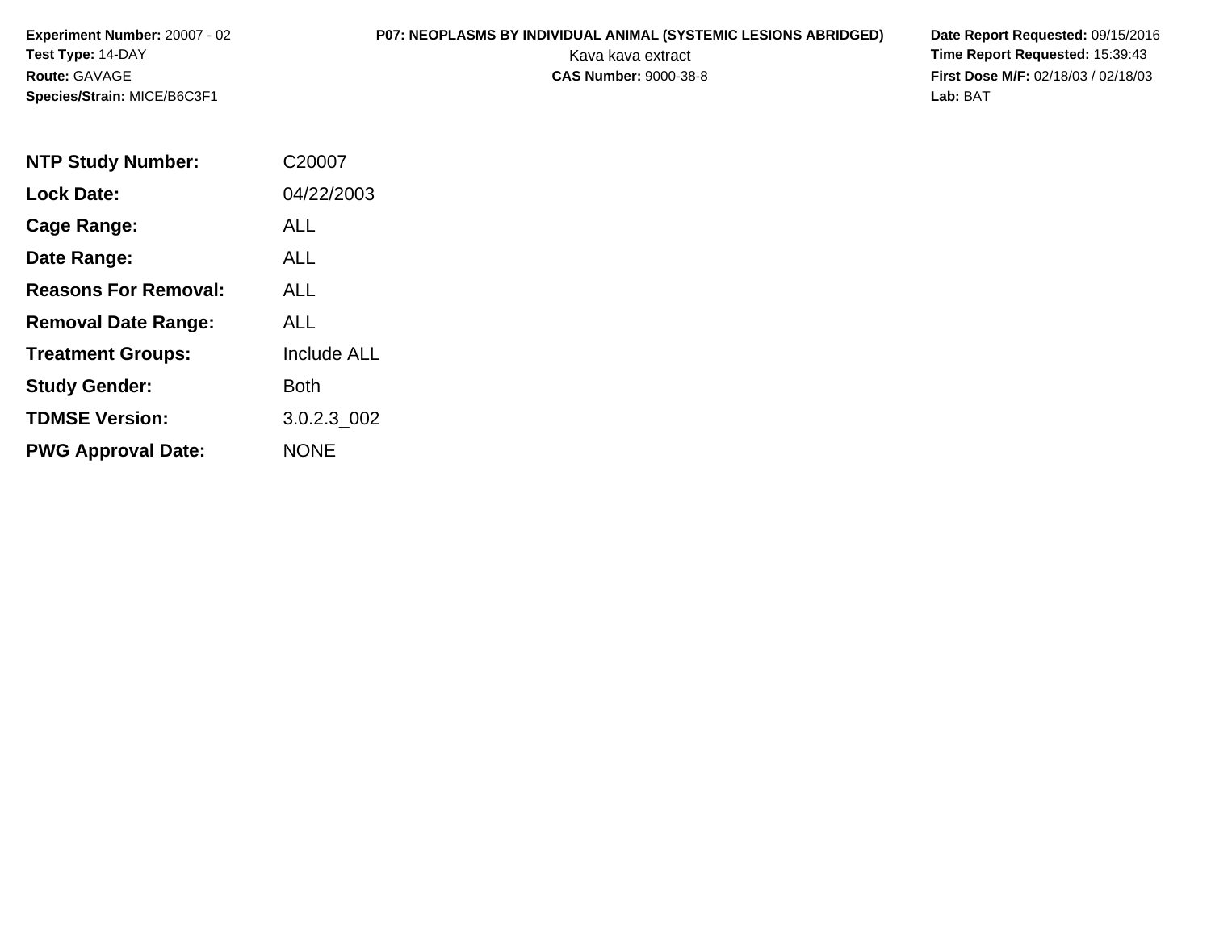**Experiment Number:** 20007 - 02
**Test Type:** 14-DAY
**Route:** GAVAGE
**Species/Strain:** MICE/B6C3F1

**P07: NEOPLASMS BY INDIVIDUAL ANIMAL (SYSTEMIC LESIONS ABRIDGED)**
Kava kava extract
**CAS Number:** 9000-38-8

**Date Report Requested:** 09/15/2016
**Time Report Requested:** 15:39:43
**First Dose M/F:** 02/18/03 / 02/18/03
**Lab:** BAT

| | |
|---|---|
| **NTP Study Number:** | C20007 |
| **Lock Date:** | 04/22/2003 |
| **Cage Range:** | ALL |
| **Date Range:** | ALL |
| **Reasons For Removal:** | ALL |
| **Removal Date Range:** | ALL |
| **Treatment Groups:** | Include ALL |
| **Study Gender:** | Both |
| **TDMSE Version:** | 3.0.2.3_002 |
| **PWG Approval Date:** | NONE |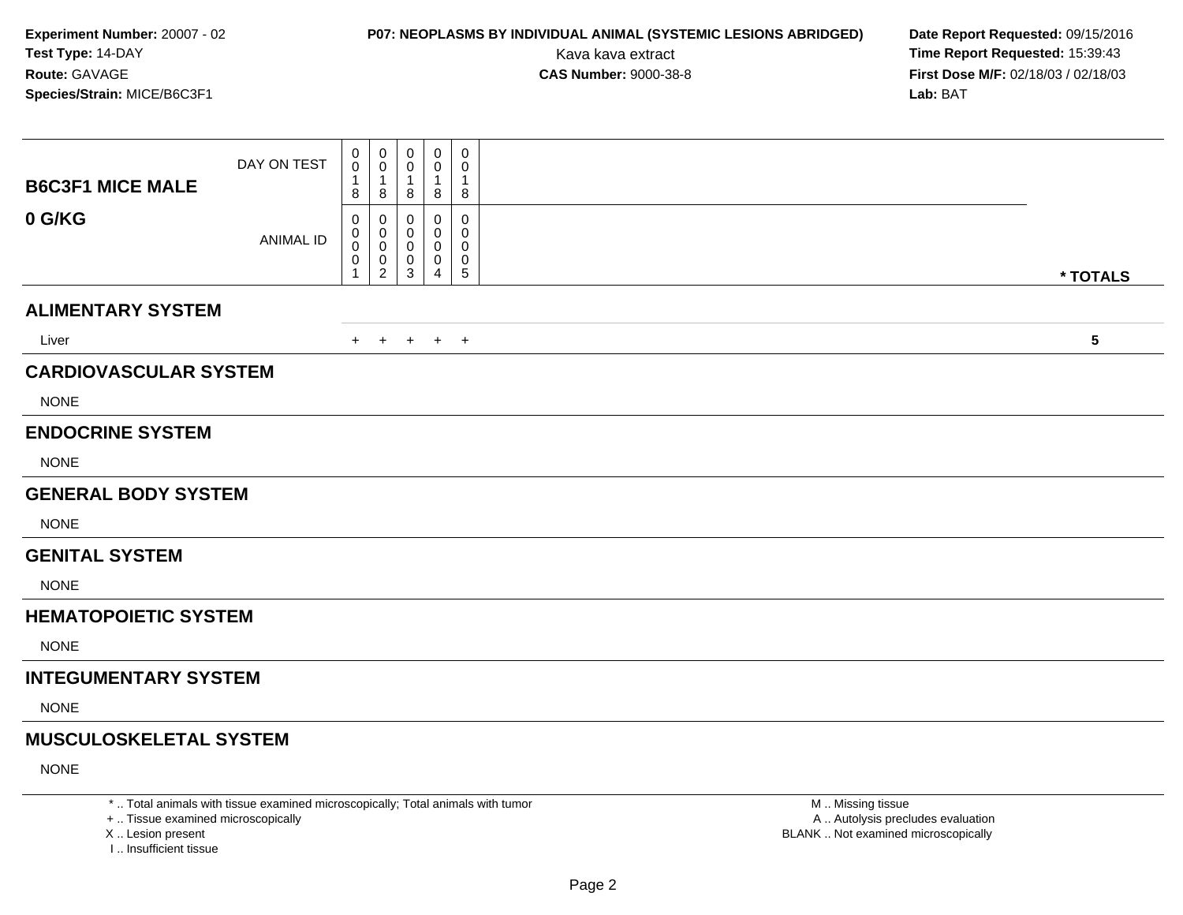**Experiment Number:** 20007 - 02
**Test Type:** 14-DAY
**Route:** GAVAGE
**Species/Strain:** MICE/B6C3F1

**P07: NEOPLASMS BY INDIVIDUAL ANIMAL (SYSTEMIC LESIONS ABRIDGED)**
Kava kava extract
**CAS Number:** 9000-38-8

**Date Report Requested:** 09/15/2016
**Time Report Requested:** 15:39:43
**First Dose M/F:** 02/18/03 / 02/18/03
**Lab:** BAT

| B6C3F1 MICE MALE 0 G/KG | | | | | | |
|---|---|---|---|---|---|---|
| DAY ON TEST | 0018 | 0018 | 0018 | 0018 | 0018 | |
| ANIMAL ID | 00001 | 00002 | 00003 | 00004 | 00005 | * TOTALS |
| **ALIMENTARY SYSTEM** | | | | | | |
| Liver | + | + | + | + | + | 5 |
| **CARDIOVASCULAR SYSTEM** | | | | | | |
| NONE | | | | | | |
| **ENDOCRINE SYSTEM** | | | | | | |
| NONE | | | | | | |
| **GENERAL BODY SYSTEM** | | | | | | |
| NONE | | | | | | |
| **GENITAL SYSTEM** | | | | | | |
| NONE | | | | | | |
| **HEMATOPOIETIC SYSTEM** | | | | | | |
| NONE | | | | | | |
| **INTEGUMENTARY SYSTEM** | | | | | | |
| NONE | | | | | | |
| **MUSCULOSKELETAL SYSTEM** | | | | | | |
| NONE | | | | | | |

* .. Total animals with tissue examined microscopically; Total animals with tumor
+ .. Tissue examined microscopically
X .. Lesion present
I .. Insufficient tissue

M .. Missing tissue
A .. Autolysis precludes evaluation
BLANK .. Not examined microscopically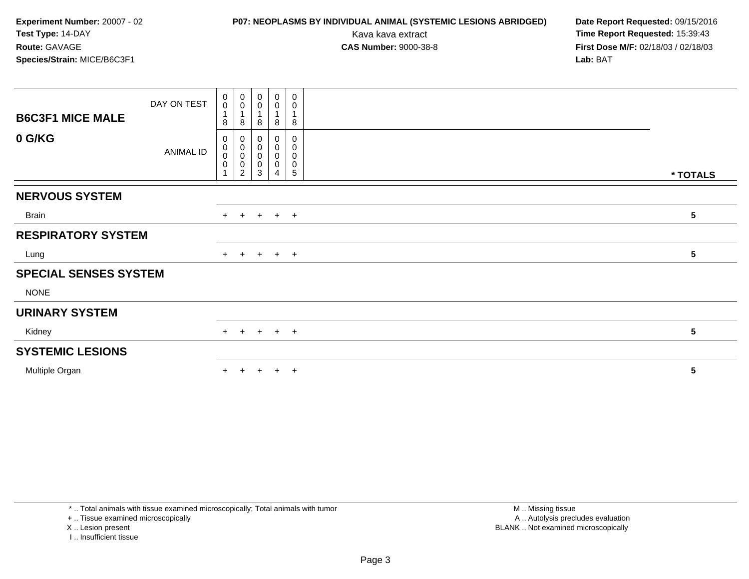**Experiment Number:** 20007 - 02
**Test Type:** 14-DAY
**Route:** GAVAGE
**Species/Strain:** MICE/B6C3F1

**P07: NEOPLASMS BY INDIVIDUAL ANIMAL (SYSTEMIC LESIONS ABRIDGED)**
Kava kava extract
**CAS Number:** 9000-38-8

**Date Report Requested:** 09/15/2016
**Time Report Requested:** 15:39:43
**First Dose M/F:** 02/18/03 / 02/18/03
**Lab:** BAT

| B6C3F1 MICE MALE 0 G/KG | | | | | | |
|---|---|---|---|---|---|---|
| DAY ON TEST | 0018 | 0018 | 0018 | 0018 | 0018 | |
| ANIMAL ID | 00001 | 00002 | 00003 | 00004 | 00005 | * TOTALS |
| **NERVOUS SYSTEM** | | | | | | |
| Brain | + | + | + | + | + | 5 |
| **RESPIRATORY SYSTEM** | | | | | | |
| Lung | + | + | + | + | + | 5 |
| **SPECIAL SENSES SYSTEM** | | | | | | |
| NONE | | | | | | |
| **URINARY SYSTEM** | | | | | | |
| Kidney | + | + | + | + | + | 5 |
| **SYSTEMIC LESIONS** | | | | | | |
| Multiple Organ | + | + | + | + | + | 5 |

* .. Total animals with tissue examined microscopically; Total animals with tumor
+ .. Tissue examined microscopically
X .. Lesion present
I .. Insufficient tissue

M .. Missing tissue
A .. Autolysis precludes evaluation
BLANK .. Not examined microscopically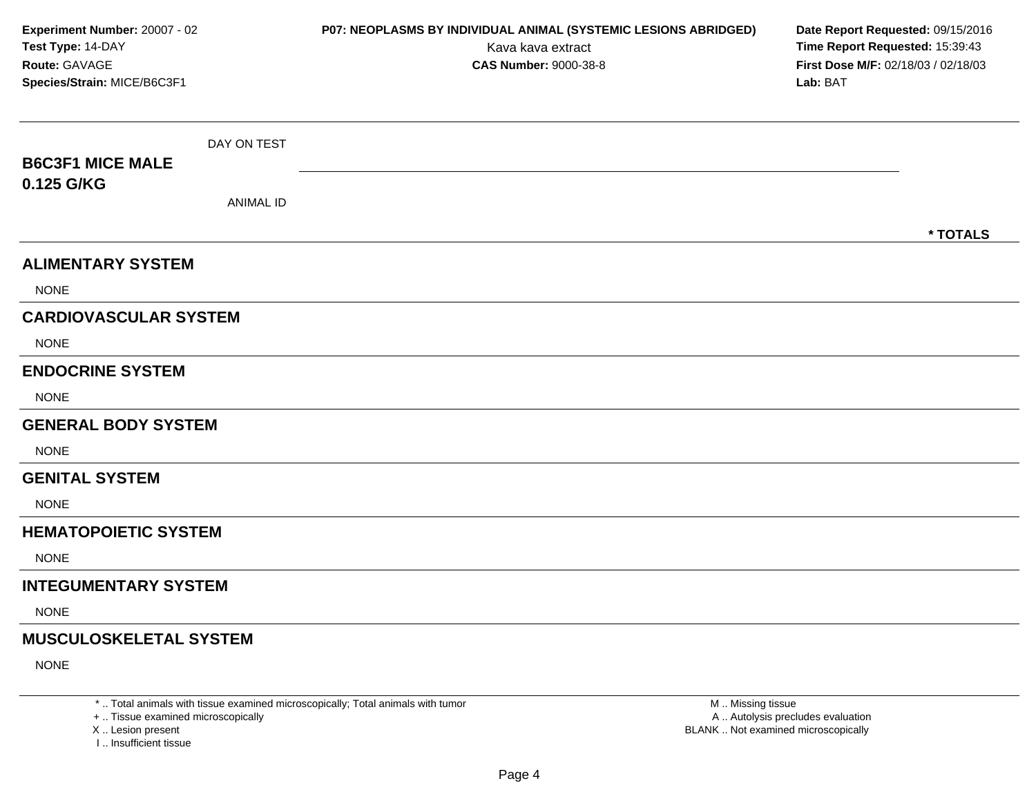**Experiment Number:** 20007 - 02
**Test Type:** 14-DAY
**Route:** GAVAGE
**Species/Strain:** MICE/B6C3F1

**P07: NEOPLASMS BY INDIVIDUAL ANIMAL (SYSTEMIC LESIONS ABRIDGED)**
Kava kava extract
**CAS Number:** 9000-38-8

**Date Report Requested:** 09/15/2016
**Time Report Requested:** 15:39:43
**First Dose M/F:** 02/18/03 / 02/18/03
**Lab:** BAT

**B6C3F1 MICE MALE**
**0.125 G/KG**

DAY ON TEST

ANIMAL ID

**\* TOTALS**

## ALIMENTARY SYSTEM

NONE

## CARDIOVASCULAR SYSTEM

NONE

## ENDOCRINE SYSTEM

NONE

## GENERAL BODY SYSTEM

NONE

## GENITAL SYSTEM

NONE

## HEMATOPOIETIC SYSTEM

NONE

## INTEGUMENTARY SYSTEM

NONE

## MUSCULOSKELETAL SYSTEM

NONE

\* .. Total animals with tissue examined microscopically; Total animals with tumor
\+ .. Tissue examined microscopically
X .. Lesion present
I .. Insufficient tissue

M .. Missing tissue
A .. Autolysis precludes evaluation
BLANK .. Not examined microscopically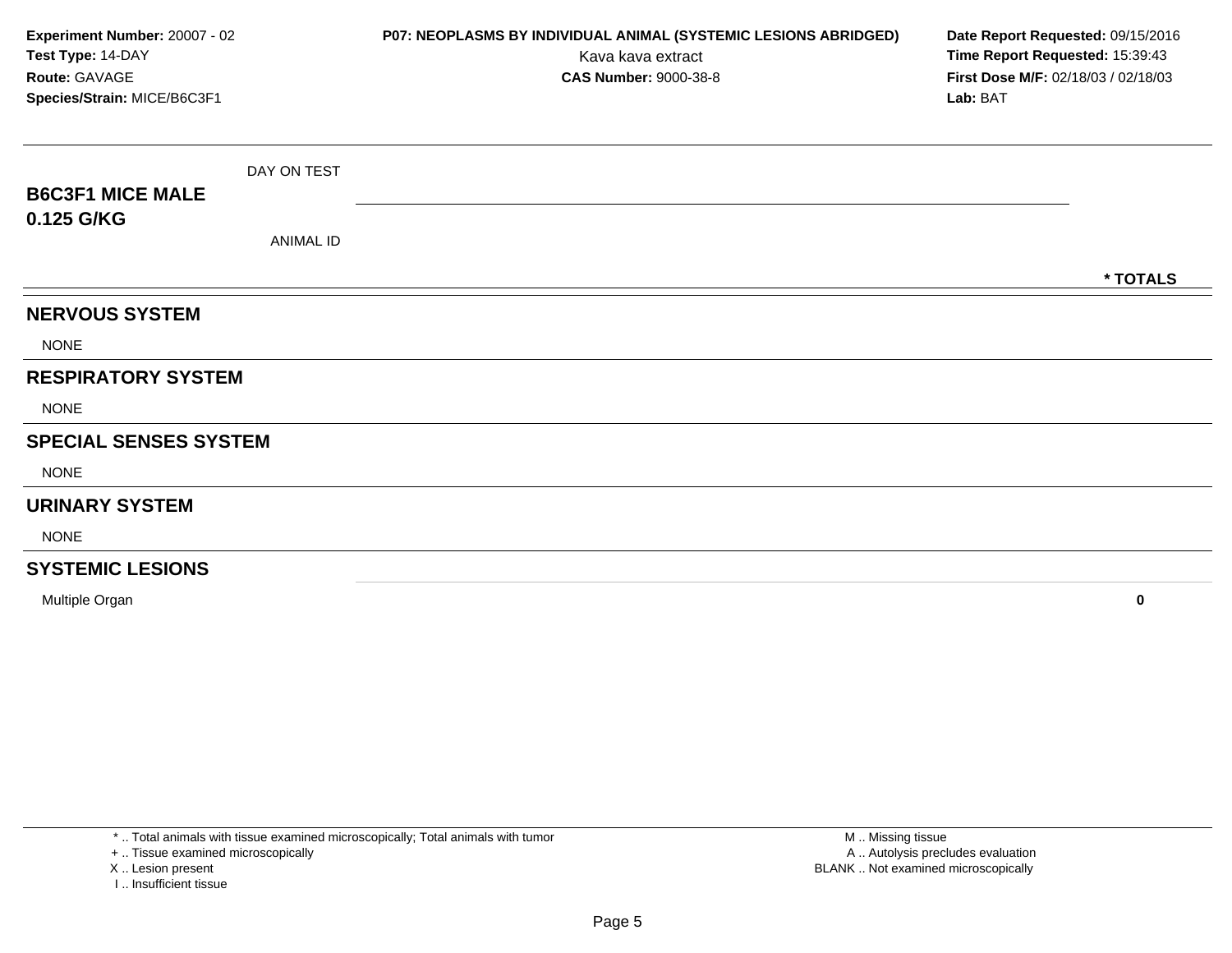**Experiment Number:** 20007 - 02
**Test Type:** 14-DAY
**Route:** GAVAGE
**Species/Strain:** MICE/B6C3F1

**P07: NEOPLASMS BY INDIVIDUAL ANIMAL (SYSTEMIC LESIONS ABRIDGED)**
Kava kava extract
**CAS Number:** 9000-38-8

**Date Report Requested:** 09/15/2016
**Time Report Requested:** 15:39:43
**First Dose M/F:** 02/18/03 / 02/18/03
**Lab:** BAT

| **B6C3F1 MICE MALE 0.125 G/KG** DAY ON TEST / ANIMAL ID | * TOTALS |
|---|---|
| **NERVOUS SYSTEM** | |
| NONE | |
| **RESPIRATORY SYSTEM** | |
| NONE | |
| **SPECIAL SENSES SYSTEM** | |
| NONE | |
| **URINARY SYSTEM** | |
| NONE | |
| **SYSTEMIC LESIONS** | |
| Multiple Organ | **0** |

* .. Total animals with tissue examined microscopically; Total animals with tumor
+ .. Tissue examined microscopically
X .. Lesion present
I .. Insufficient tissue

M .. Missing tissue
A .. Autolysis precludes evaluation
BLANK .. Not examined microscopically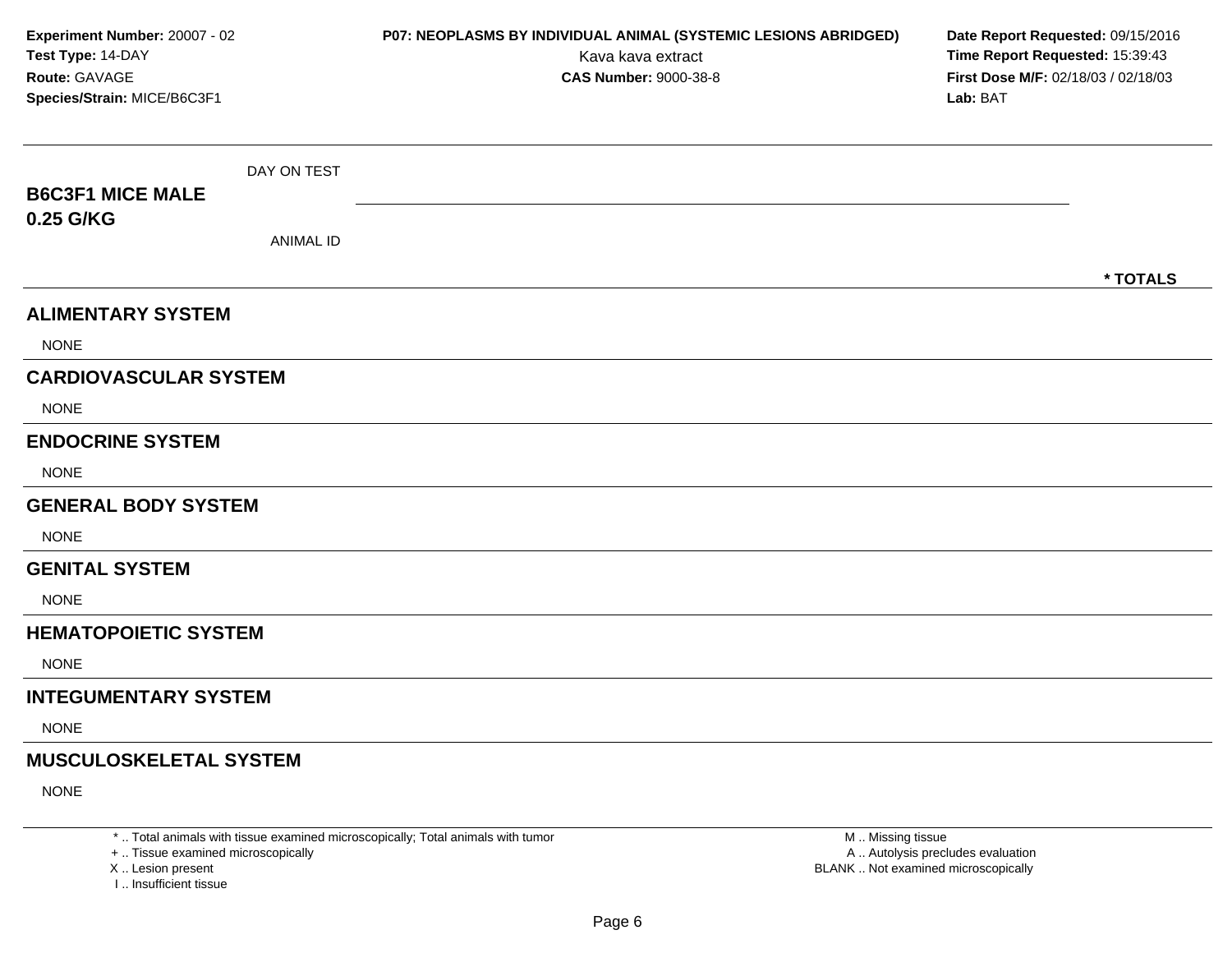**Experiment Number:** 20007 - 02
**Test Type:** 14-DAY
**Route:** GAVAGE
**Species/Strain:** MICE/B6C3F1

**P07: NEOPLASMS BY INDIVIDUAL ANIMAL (SYSTEMIC LESIONS ABRIDGED)**
Kava kava extract
**CAS Number:** 9000-38-8

**Date Report Requested:** 09/15/2016
**Time Report Requested:** 15:39:43
**First Dose M/F:** 02/18/03 / 02/18/03
**Lab:** BAT

**B6C3F1 MICE MALE**
**0.25 G/KG**

DAY ON TEST

ANIMAL ID

**\* TOTALS**

## ALIMENTARY SYSTEM

NONE

## CARDIOVASCULAR SYSTEM

NONE

## ENDOCRINE SYSTEM

NONE

## GENERAL BODY SYSTEM

NONE

## GENITAL SYSTEM

NONE

## HEMATOPOIETIC SYSTEM

NONE

## INTEGUMENTARY SYSTEM

NONE

## MUSCULOSKELETAL SYSTEM

NONE

\* .. Total animals with tissue examined microscopically; Total animals with tumor
\+ .. Tissue examined microscopically
X .. Lesion present
I .. Insufficient tissue

M .. Missing tissue
A .. Autolysis precludes evaluation
BLANK .. Not examined microscopically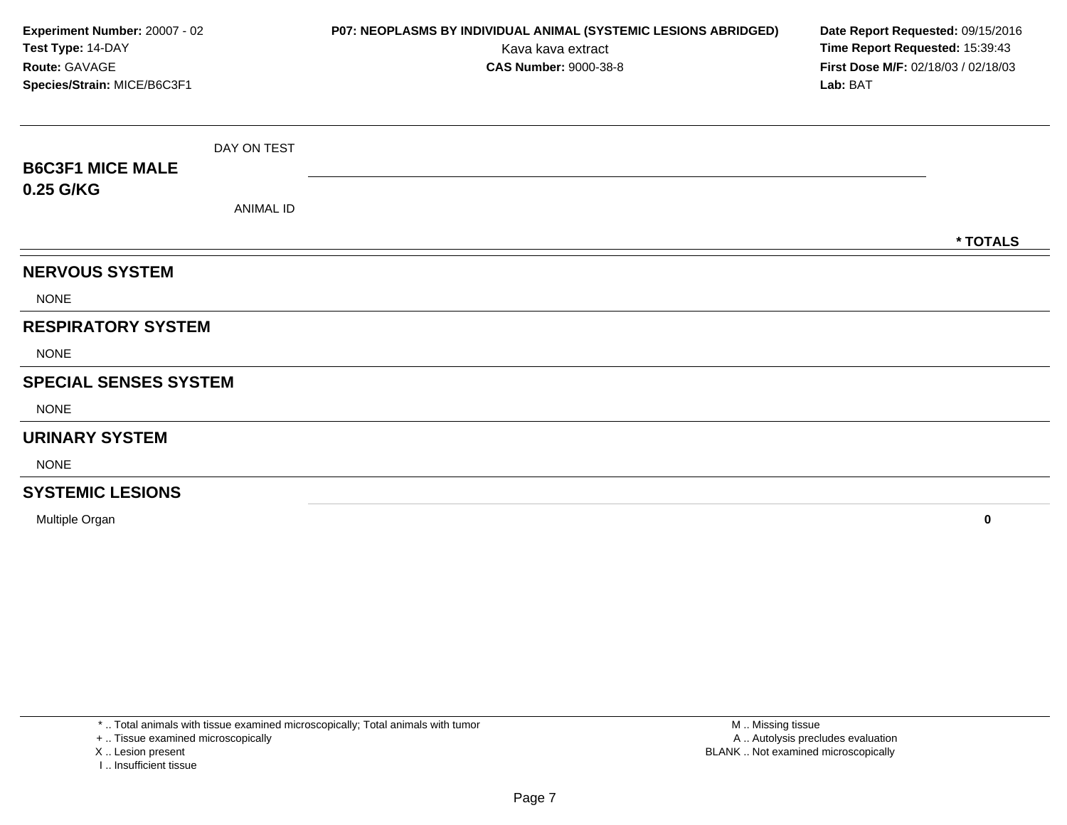**Experiment Number:** 20007 - 02
**Test Type:** 14-DAY
**Route:** GAVAGE
**Species/Strain:** MICE/B6C3F1

**P07: NEOPLASMS BY INDIVIDUAL ANIMAL (SYSTEMIC LESIONS ABRIDGED)**
Kava kava extract
**CAS Number:** 9000-38-8

**Date Report Requested:** 09/15/2016
**Time Report Requested:** 15:39:43
**First Dose M/F:** 02/18/03 / 02/18/03
**Lab:** BAT

| **B6C3F1 MICE MALE 0.25 G/KG** | DAY ON TEST / ANIMAL ID | * TOTALS |
|---|---|---|
| **NERVOUS SYSTEM** | | |
| NONE | | |
| **RESPIRATORY SYSTEM** | | |
| NONE | | |
| **SPECIAL SENSES SYSTEM** | | |
| NONE | | |
| **URINARY SYSTEM** | | |
| NONE | | |
| **SYSTEMIC LESIONS** | | |
| Multiple Organ | | **0** |

\* .. Total animals with tissue examined microscopically; Total animals with tumor
\+ .. Tissue examined microscopically
X .. Lesion present
I .. Insufficient tissue

M .. Missing tissue
A .. Autolysis precludes evaluation
BLANK .. Not examined microscopically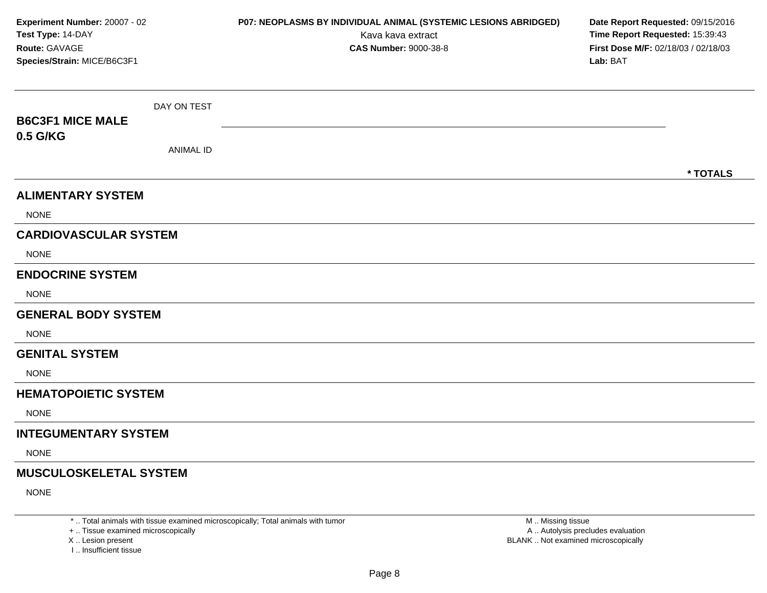**Experiment Number:** 20007 - 02
**Test Type:** 14-DAY
**Route:** GAVAGE
**Species/Strain:** MICE/B6C3F1

**P07: NEOPLASMS BY INDIVIDUAL ANIMAL (SYSTEMIC LESIONS ABRIDGED)**
Kava kava extract
**CAS Number:** 9000-38-8

**Date Report Requested:** 09/15/2016
**Time Report Requested:** 15:39:43
**First Dose M/F:** 02/18/03 / 02/18/03
**Lab:** BAT

**B6C3F1 MICE MALE**
**0.5 G/KG**

DAY ON TEST

ANIMAL ID

**\* TOTALS**

## ALIMENTARY SYSTEM

NONE

## CARDIOVASCULAR SYSTEM

NONE

## ENDOCRINE SYSTEM

NONE

## GENERAL BODY SYSTEM

NONE

## GENITAL SYSTEM

NONE

## HEMATOPOIETIC SYSTEM

NONE

## INTEGUMENTARY SYSTEM

NONE

## MUSCULOSKELETAL SYSTEM

NONE

\* .. Total animals with tissue examined microscopically; Total animals with tumor
\+ .. Tissue examined microscopically
X .. Lesion present
I .. Insufficient tissue

M .. Missing tissue
A .. Autolysis precludes evaluation
BLANK .. Not examined microscopically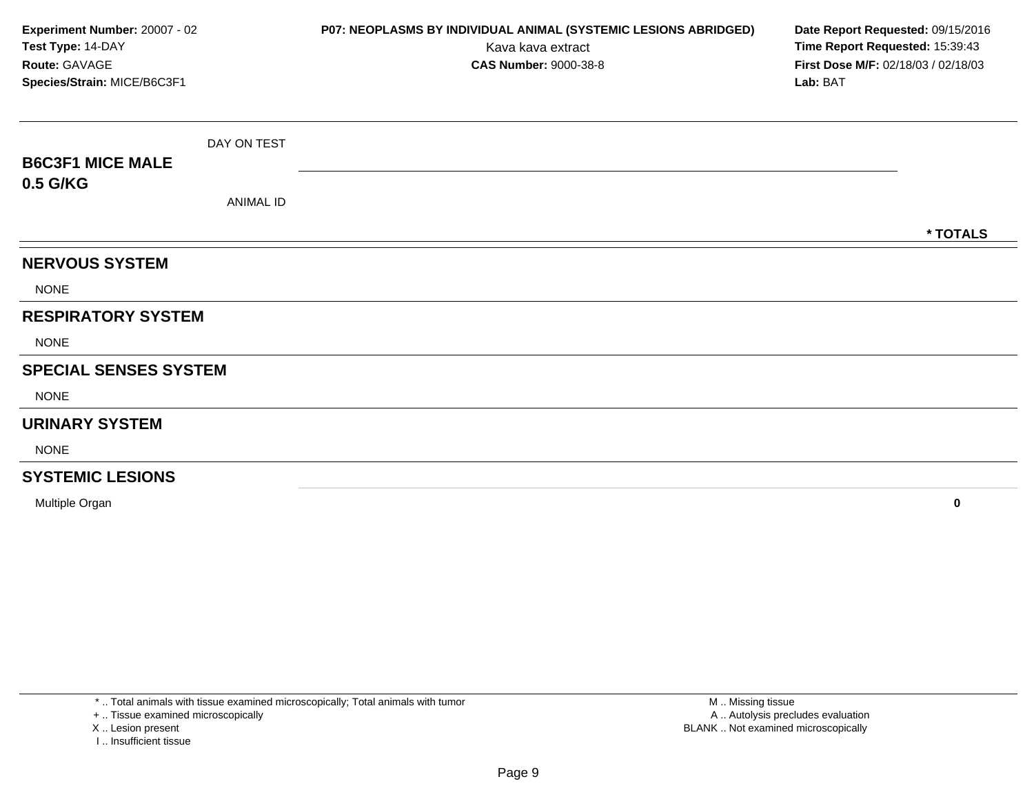**Experiment Number:** 20007 - 02
**Test Type:** 14-DAY
**Route:** GAVAGE
**Species/Strain:** MICE/B6C3F1

**P07: NEOPLASMS BY INDIVIDUAL ANIMAL (SYSTEMIC LESIONS ABRIDGED)**
Kava kava extract
**CAS Number:** 9000-38-8

**Date Report Requested:** 09/15/2016
**Time Report Requested:** 15:39:43
**First Dose M/F:** 02/18/03 / 02/18/03
**Lab:** BAT

| B6C3F1 MICE MALE 0.5 G/KG | DAY ON TEST / ANIMAL ID | * TOTALS |
|---|---|---|
| **NERVOUS SYSTEM** | | |
| NONE | | |
| **RESPIRATORY SYSTEM** | | |
| NONE | | |
| **SPECIAL SENSES SYSTEM** | | |
| NONE | | |
| **URINARY SYSTEM** | | |
| NONE | | |
| **SYSTEMIC LESIONS** | | |
| Multiple Organ | | **0** |

\* .. Total animals with tissue examined microscopically; Total animals with tumor
\+ .. Tissue examined microscopically
X .. Lesion present
I .. Insufficient tissue

M .. Missing tissue
A .. Autolysis precludes evaluation
BLANK .. Not examined microscopically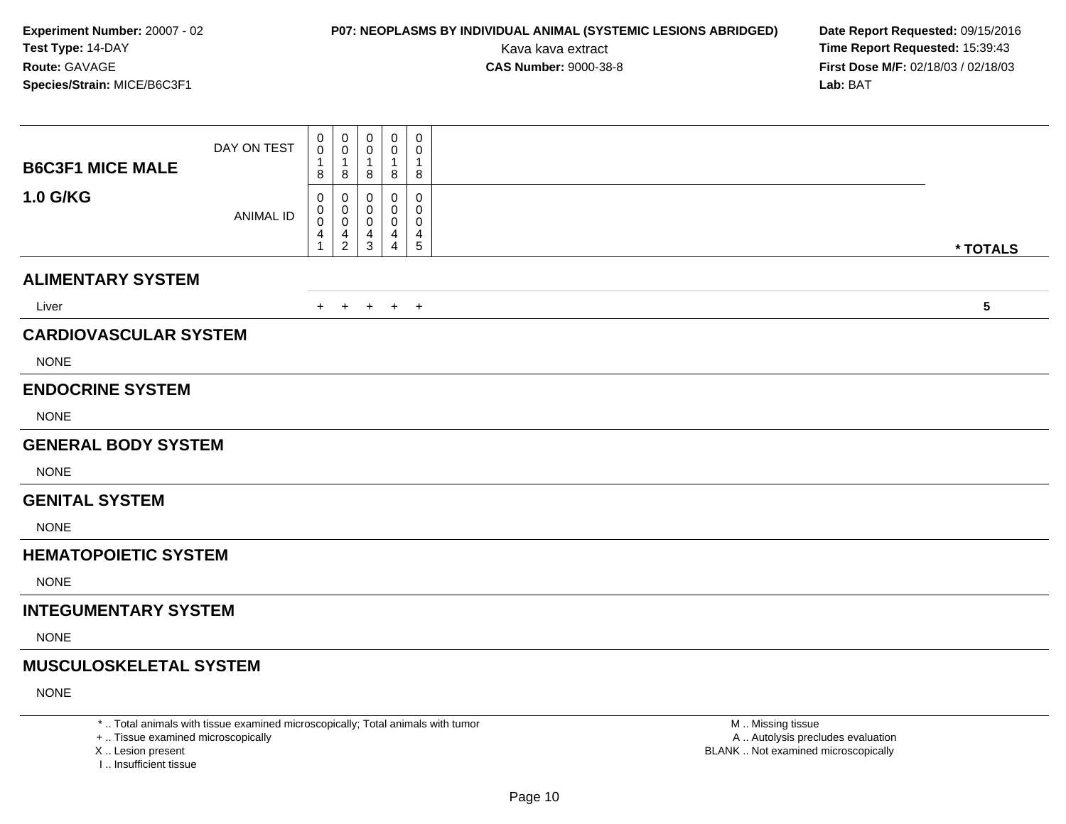**Experiment Number:** 20007 - 02
**Test Type:** 14-DAY
**Route:** GAVAGE
**Species/Strain:** MICE/B6C3F1

**P07: NEOPLASMS BY INDIVIDUAL ANIMAL (SYSTEMIC LESIONS ABRIDGED)**
Kava kava extract
**CAS Number:** 9000-38-8

**Date Report Requested:** 09/15/2016
**Time Report Requested:** 15:39:43
**First Dose M/F:** 02/18/03 / 02/18/03
**Lab:** BAT

| **B6C3F1 MICE MALE** DAY ON TEST | 0018 | 0018 | 0018 | 0018 | 0018 | |
|---|---|---|---|---|---|---|
| **1.0 G/KG** ANIMAL ID | 00041 | 00042 | 00043 | 00044 | 00045 | *** TOTALS** |
| **ALIMENTARY SYSTEM** | | | | | | |
| Liver | + | + | + | + | + | **5** |
| **CARDIOVASCULAR SYSTEM** | | | | | | |
| NONE | | | | | | |
| **ENDOCRINE SYSTEM** | | | | | | |
| NONE | | | | | | |
| **GENERAL BODY SYSTEM** | | | | | | |
| NONE | | | | | | |
| **GENITAL SYSTEM** | | | | | | |
| NONE | | | | | | |
| **HEMATOPOIETIC SYSTEM** | | | | | | |
| NONE | | | | | | |
| **INTEGUMENTARY SYSTEM** | | | | | | |
| NONE | | | | | | |
| **MUSCULOSKELETAL SYSTEM** | | | | | | |
| NONE | | | | | | |

* .. Total animals with tissue examined microscopically; Total animals with tumor
+ .. Tissue examined microscopically
X .. Lesion present
I .. Insufficient tissue

M .. Missing tissue
A .. Autolysis precludes evaluation
BLANK .. Not examined microscopically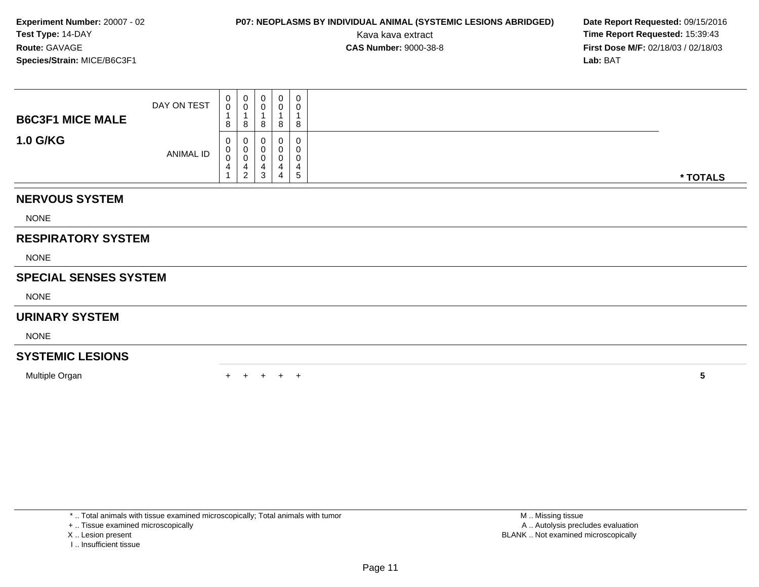**Experiment Number:** 20007 - 02
**Test Type:** 14-DAY
**Route:** GAVAGE
**Species/Strain:** MICE/B6C3F1

**P07: NEOPLASMS BY INDIVIDUAL ANIMAL (SYSTEMIC LESIONS ABRIDGED)**
Kava kava extract
**CAS Number:** 9000-38-8

**Date Report Requested:** 09/15/2016
**Time Report Requested:** 15:39:43
**First Dose M/F:** 02/18/03 / 02/18/03
**Lab:** BAT

| B6C3F1 MICE MALE 1.0 G/KG | | | | | | |
|---|---|---|---|---|---|---|
| DAY ON TEST | 0018 | 0018 | 0018 | 0018 | 0018 | |
| ANIMAL ID | 00041 | 00042 | 00043 | 00044 | 00045 | * TOTALS |
| **NERVOUS SYSTEM** | | | | | | |
| NONE | | | | | | |
| **RESPIRATORY SYSTEM** | | | | | | |
| NONE | | | | | | |
| **SPECIAL SENSES SYSTEM** | | | | | | |
| NONE | | | | | | |
| **URINARY SYSTEM** | | | | | | |
| NONE | | | | | | |
| **SYSTEMIC LESIONS** | | | | | | |
| Multiple Organ | + | + | + | + | + | 5 |

* .. Total animals with tissue examined microscopically; Total animals with tumor
+ .. Tissue examined microscopically
X .. Lesion present
I .. Insufficient tissue

M .. Missing tissue
A .. Autolysis precludes evaluation
BLANK .. Not examined microscopically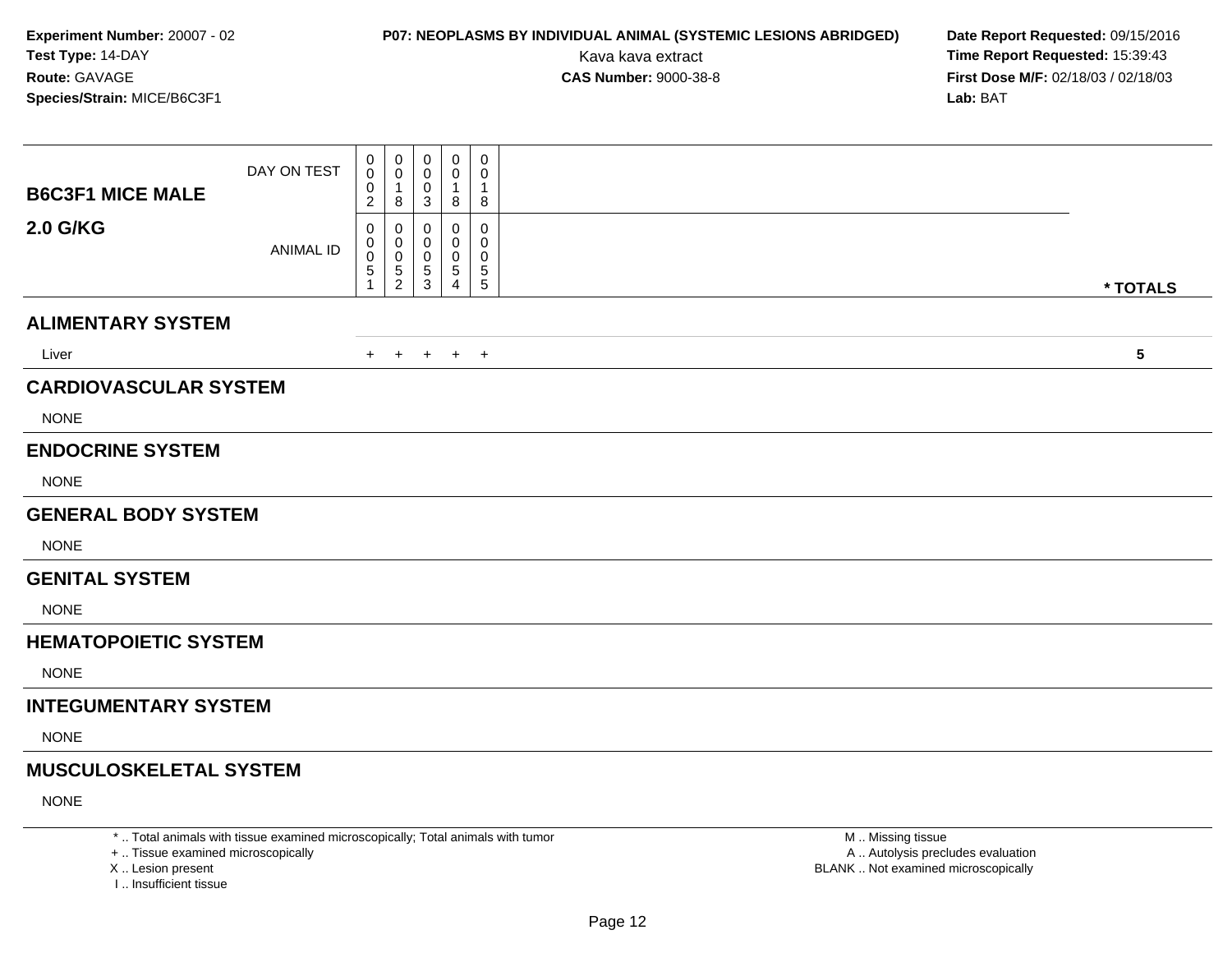**Experiment Number:** 20007 - 02
**Test Type:** 14-DAY
**Route:** GAVAGE
**Species/Strain:** MICE/B6C3F1

**P07: NEOPLASMS BY INDIVIDUAL ANIMAL (SYSTEMIC LESIONS ABRIDGED)**
Kava kava extract
**CAS Number:** 9000-38-8

**Date Report Requested:** 09/15/2016
**Time Report Requested:** 15:39:43
**First Dose M/F:** 02/18/03 / 02/18/03
**Lab:** BAT

| **B6C3F1 MICE MALE 2.0 G/KG** | | | | | | |
|---|---|---|---|---|---|---|
| DAY ON TEST | 0002 | 0018 | 0003 | 0018 | 0018 | |
| ANIMAL ID | 00051 | 00052 | 00053 | 00054 | 00055 | **\* TOTALS** |
| **ALIMENTARY SYSTEM** | | | | | | |
| Liver | + | + | + | + | + | **5** |
| **CARDIOVASCULAR SYSTEM** | | | | | | |
| NONE | | | | | | |
| **ENDOCRINE SYSTEM** | | | | | | |
| NONE | | | | | | |
| **GENERAL BODY SYSTEM** | | | | | | |
| NONE | | | | | | |
| **GENITAL SYSTEM** | | | | | | |
| NONE | | | | | | |
| **HEMATOPOIETIC SYSTEM** | | | | | | |
| NONE | | | | | | |
| **INTEGUMENTARY SYSTEM** | | | | | | |
| NONE | | | | | | |
| **MUSCULOSKELETAL SYSTEM** | | | | | | |
| NONE | | | | | | |

\* .. Total animals with tissue examined microscopically; Total animals with tumor
\+ .. Tissue examined microscopically
X .. Lesion present
I .. Insufficient tissue

M .. Missing tissue
A .. Autolysis precludes evaluation
BLANK .. Not examined microscopically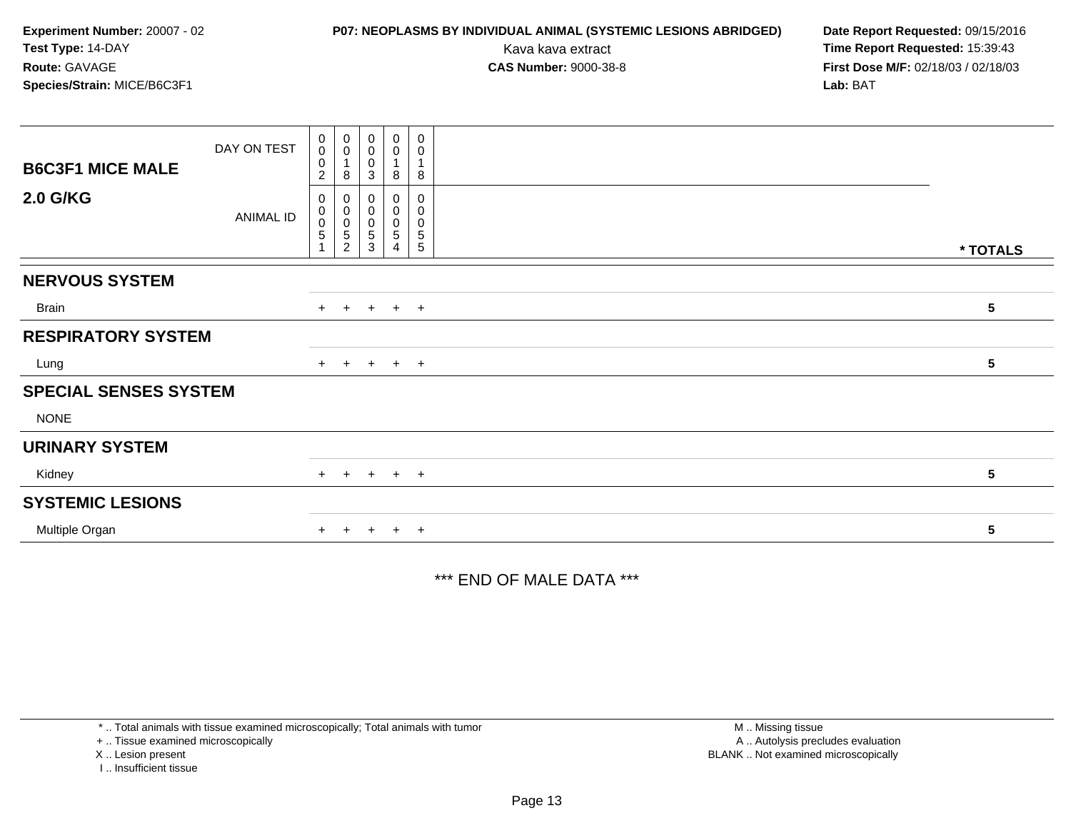**Experiment Number:** 20007 - 02
**Test Type:** 14-DAY
**Route:** GAVAGE
**Species/Strain:** MICE/B6C3F1

**P07: NEOPLASMS BY INDIVIDUAL ANIMAL (SYSTEMIC LESIONS ABRIDGED)**
Kava kava extract
**CAS Number:** 9000-38-8

**Date Report Requested:** 09/15/2016
**Time Report Requested:** 15:39:43
**First Dose M/F:** 02/18/03 / 02/18/03
**Lab:** BAT

| B6C3F1 MICE MALE 2.0 G/KG | | | | | | |
|---|---|---|---|---|---|---|
| DAY ON TEST | 0002 | 0018 | 0003 | 0018 | 0018 | |
| ANIMAL ID | 00051 | 00052 | 00053 | 00054 | 00055 | * TOTALS |
| **NERVOUS SYSTEM** | | | | | | |
| Brain | + | + | + | + | + | 5 |
| **RESPIRATORY SYSTEM** | | | | | | |
| Lung | + | + | + | + | + | 5 |
| **SPECIAL SENSES SYSTEM** | | | | | | |
| NONE | | | | | | |
| **URINARY SYSTEM** | | | | | | |
| Kidney | + | + | + | + | + | 5 |
| **SYSTEMIC LESIONS** | | | | | | |
| Multiple Organ | + | + | + | + | + | 5 |

*** END OF MALE DATA ***

* .. Total animals with tissue examined microscopically; Total animals with tumor
+ .. Tissue examined microscopically
X .. Lesion present
I .. Insufficient tissue

M .. Missing tissue
A .. Autolysis precludes evaluation
BLANK .. Not examined microscopically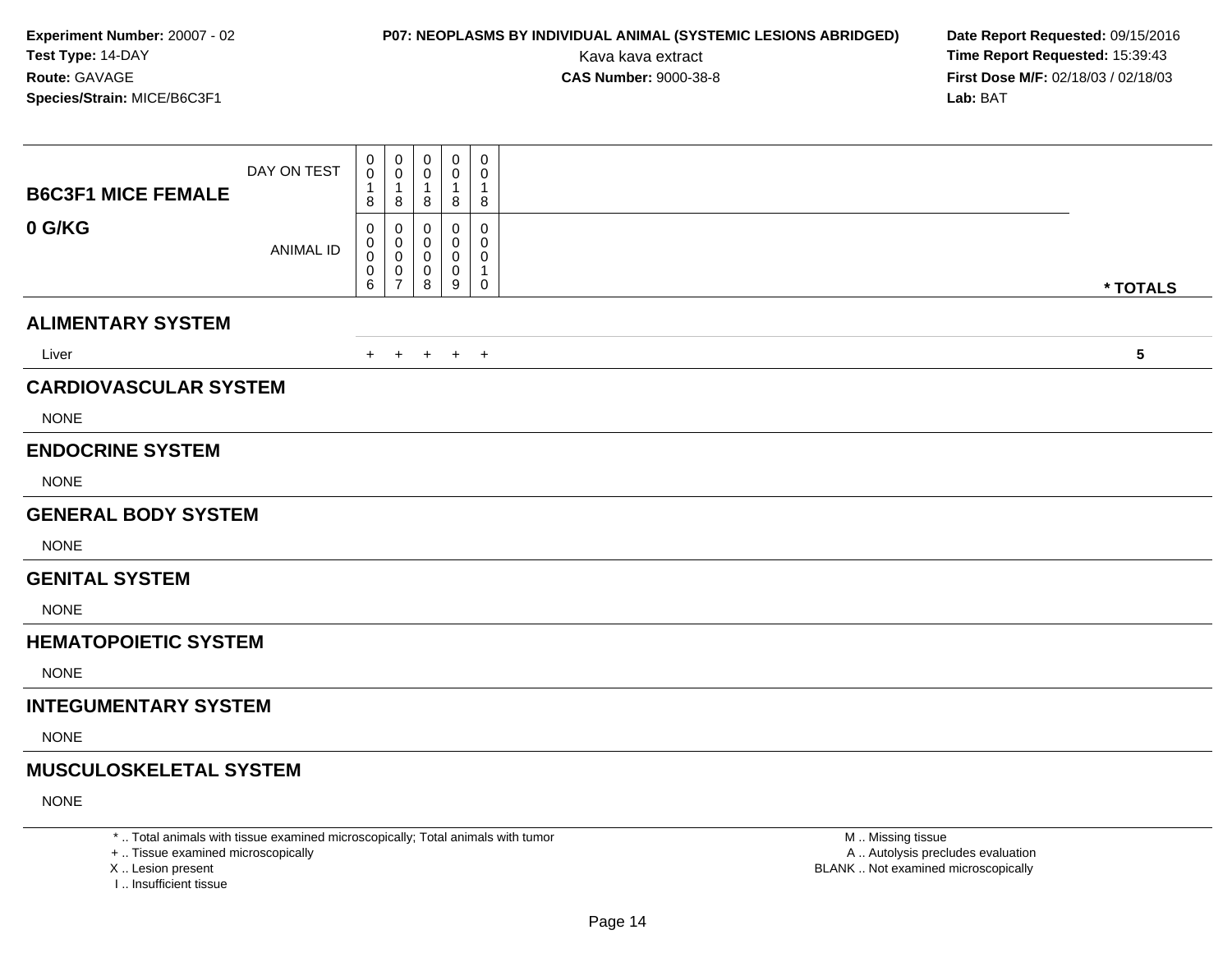**Experiment Number:** 20007 - 02
**Test Type:** 14-DAY
**Route:** GAVAGE
**Species/Strain:** MICE/B6C3F1

**P07: NEOPLASMS BY INDIVIDUAL ANIMAL (SYSTEMIC LESIONS ABRIDGED)**
Kava kava extract
**CAS Number:** 9000-38-8

**Date Report Requested:** 09/15/2016
**Time Report Requested:** 15:39:43
**First Dose M/F:** 02/18/03 / 02/18/03
**Lab:** BAT

| **B6C3F1 MICE FEMALE** **0 G/KG** | | | | | | |
|---|---|---|---|---|---|---|
| DAY ON TEST | 0018 | 0018 | 0018 | 0018 | 0018 | |
| ANIMAL ID | 00006 | 00007 | 00008 | 00009 | 00010 | * TOTALS |
| **ALIMENTARY SYSTEM** | | | | | | |
| Liver | + | + | + | + | + | 5 |
| **CARDIOVASCULAR SYSTEM** | | | | | | |
| NONE | | | | | | |
| **ENDOCRINE SYSTEM** | | | | | | |
| NONE | | | | | | |
| **GENERAL BODY SYSTEM** | | | | | | |
| NONE | | | | | | |
| **GENITAL SYSTEM** | | | | | | |
| NONE | | | | | | |
| **HEMATOPOIETIC SYSTEM** | | | | | | |
| NONE | | | | | | |
| **INTEGUMENTARY SYSTEM** | | | | | | |
| NONE | | | | | | |
| **MUSCULOSKELETAL SYSTEM** | | | | | | |
| NONE | | | | | | |

* .. Total animals with tissue examined microscopically; Total animals with tumor
+ .. Tissue examined microscopically
X .. Lesion present
I .. Insufficient tissue

M .. Missing tissue
A .. Autolysis precludes evaluation
BLANK .. Not examined microscopically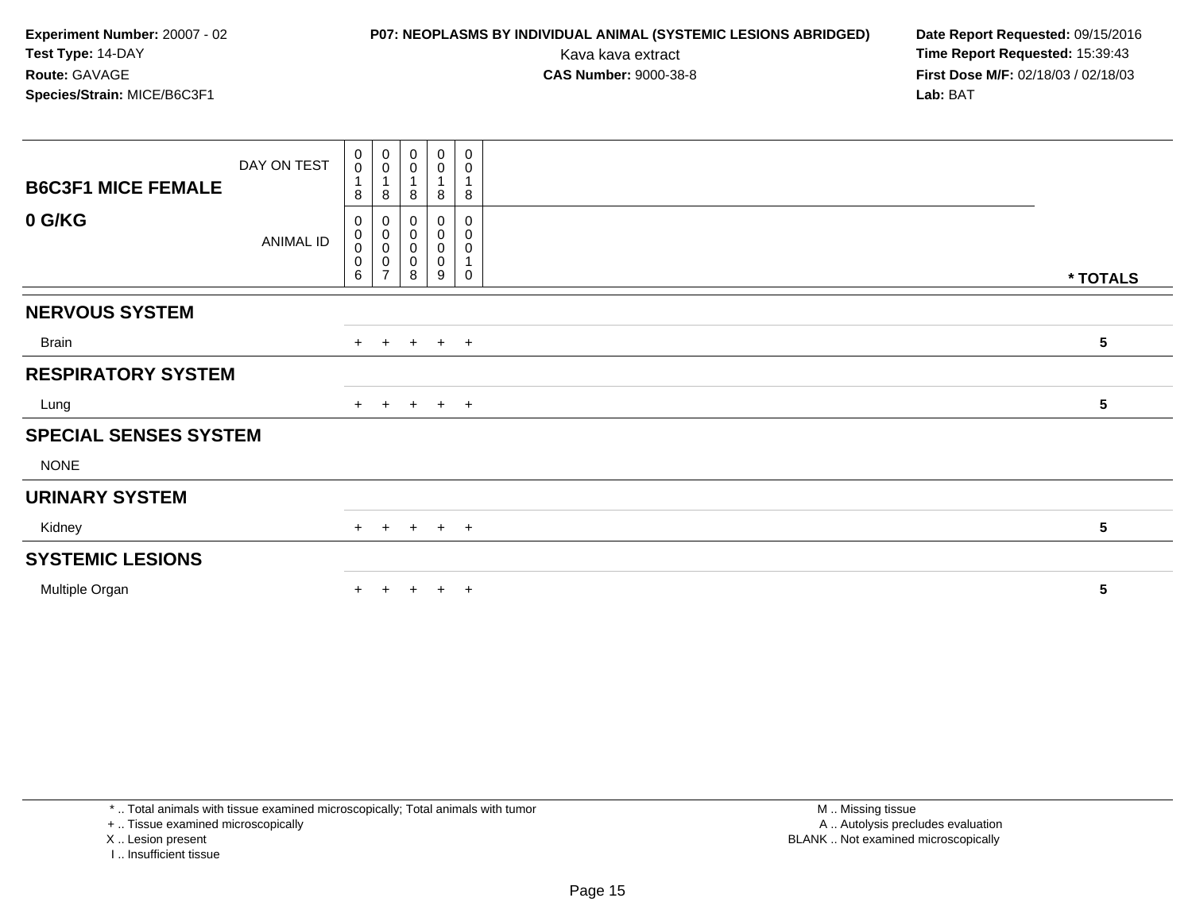**Experiment Number:** 20007 - 02
**Test Type:** 14-DAY
**Route:** GAVAGE
**Species/Strain:** MICE/B6C3F1

**P07: NEOPLASMS BY INDIVIDUAL ANIMAL (SYSTEMIC LESIONS ABRIDGED)**
Kava kava extract
**CAS Number:** 9000-38-8

**Date Report Requested:** 09/15/2016
**Time Report Requested:** 15:39:43
**First Dose M/F:** 02/18/03 / 02/18/03
**Lab:** BAT

| **B6C3F1 MICE FEMALE** DAY ON TEST | 0018 | 0018 | 0018 | 0018 | 0018 | |
|---|---|---|---|---|---|---|
| **0 G/KG** ANIMAL ID | 00006 | 00007 | 00008 | 00009 | 00010 | *** TOTALS** |
| **NERVOUS SYSTEM** | | | | | | |
| Brain | + | + | + | + | + | **5** |
| **RESPIRATORY SYSTEM** | | | | | | |
| Lung | + | + | + | + | + | **5** |
| **SPECIAL SENSES SYSTEM** | | | | | | |
| NONE | | | | | | |
| **URINARY SYSTEM** | | | | | | |
| Kidney | + | + | + | + | + | **5** |
| **SYSTEMIC LESIONS** | | | | | | |
| Multiple Organ | + | + | + | + | + | **5** |

* .. Total animals with tissue examined microscopically; Total animals with tumor
+ .. Tissue examined microscopically
X .. Lesion present
I .. Insufficient tissue

M .. Missing tissue
A .. Autolysis precludes evaluation
BLANK .. Not examined microscopically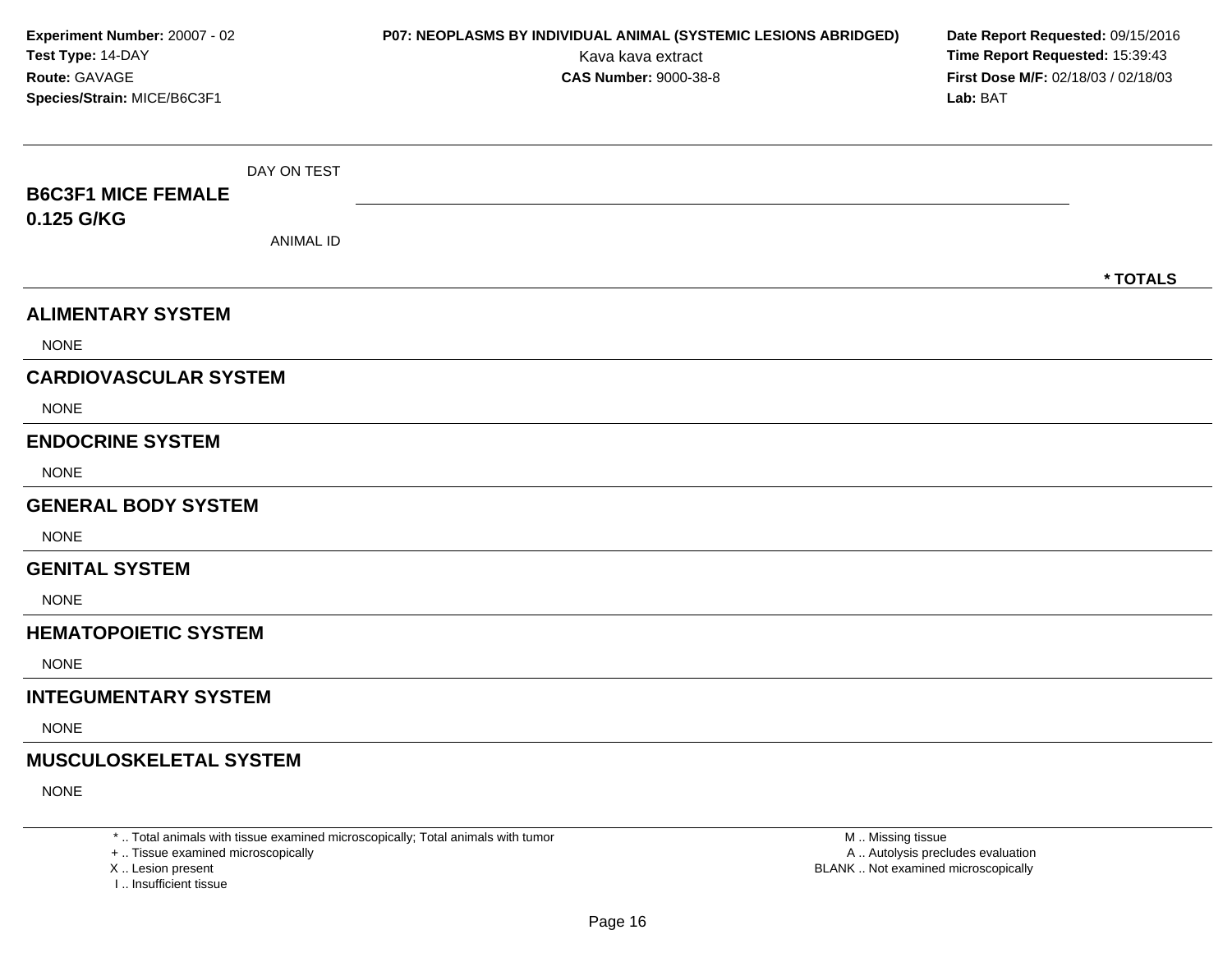**Experiment Number:** 20007 - 02
**Test Type:** 14-DAY
**Route:** GAVAGE
**Species/Strain:** MICE/B6C3F1

**P07: NEOPLASMS BY INDIVIDUAL ANIMAL (SYSTEMIC LESIONS ABRIDGED)**
Kava kava extract
**CAS Number:** 9000-38-8

**Date Report Requested:** 09/15/2016
**Time Report Requested:** 15:39:43
**First Dose M/F:** 02/18/03 / 02/18/03
**Lab:** BAT

| **B6C3F1 MICE FEMALE 0.125 G/KG** | DAY ON TEST / ANIMAL ID | * TOTALS |
|---|---|---|

## ALIMENTARY SYSTEM

NONE

## CARDIOVASCULAR SYSTEM

NONE

## ENDOCRINE SYSTEM

NONE

## GENERAL BODY SYSTEM

NONE

## GENITAL SYSTEM

NONE

## HEMATOPOIETIC SYSTEM

NONE

## INTEGUMENTARY SYSTEM

NONE

## MUSCULOSKELETAL SYSTEM

NONE

* .. Total animals with tissue examined microscopically; Total animals with tumor
+ .. Tissue examined microscopically
X .. Lesion present
I .. Insufficient tissue

M .. Missing tissue
A .. Autolysis precludes evaluation
BLANK .. Not examined microscopically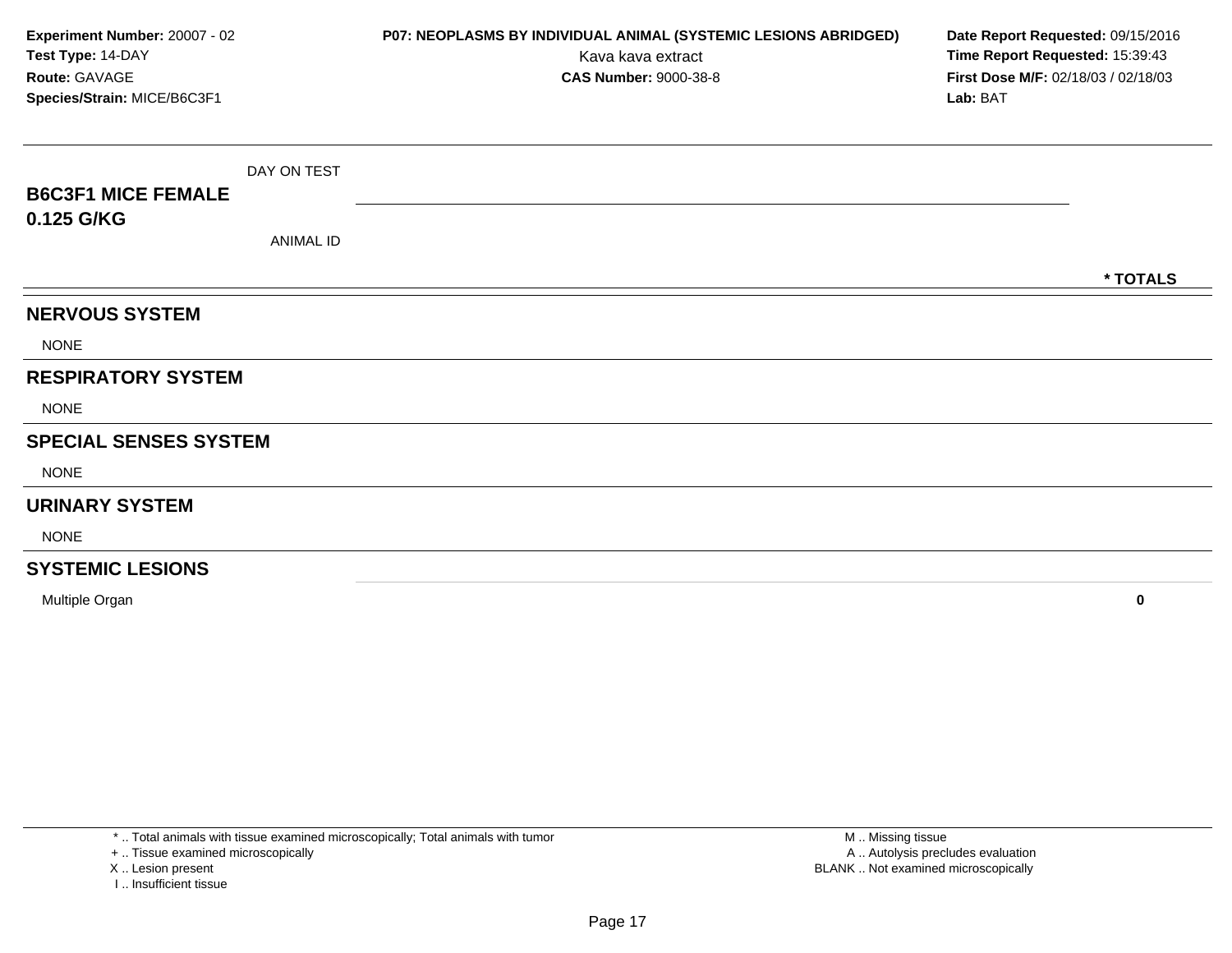**Experiment Number:** 20007 - 02
**Test Type:** 14-DAY
**Route:** GAVAGE
**Species/Strain:** MICE/B6C3F1

**P07: NEOPLASMS BY INDIVIDUAL ANIMAL (SYSTEMIC LESIONS ABRIDGED)**
Kava kava extract
**CAS Number:** 9000-38-8

**Date Report Requested:** 09/15/2016
**Time Report Requested:** 15:39:43
**First Dose M/F:** 02/18/03 / 02/18/03
**Lab:** BAT

| B6C3F1 MICE FEMALE 0.125 G/KG | DAY ON TEST / ANIMAL ID | * TOTALS |
|---|---|---|
| **NERVOUS SYSTEM** | | |
| NONE | | |
| **RESPIRATORY SYSTEM** | | |
| NONE | | |
| **SPECIAL SENSES SYSTEM** | | |
| NONE | | |
| **URINARY SYSTEM** | | |
| NONE | | |
| **SYSTEMIC LESIONS** | | |
| Multiple Organ | | **0** |

\* .. Total animals with tissue examined microscopically; Total animals with tumor
\+ .. Tissue examined microscopically
X .. Lesion present
I .. Insufficient tissue

M .. Missing tissue
A .. Autolysis precludes evaluation
BLANK .. Not examined microscopically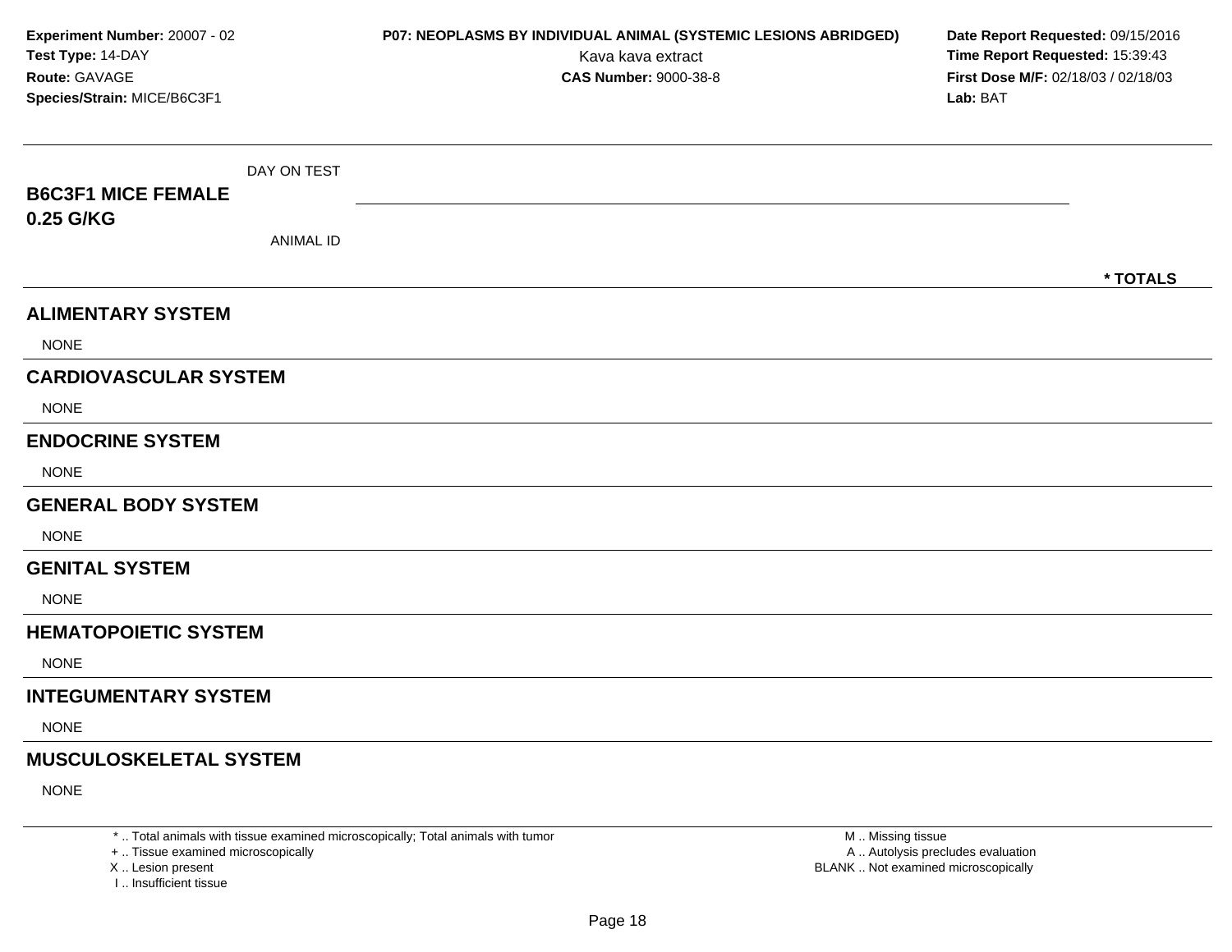**Experiment Number:** 20007 - 02
**Test Type:** 14-DAY
**Route:** GAVAGE
**Species/Strain:** MICE/B6C3F1

**P07: NEOPLASMS BY INDIVIDUAL ANIMAL (SYSTEMIC LESIONS ABRIDGED)**
Kava kava extract
**CAS Number:** 9000-38-8

**Date Report Requested:** 09/15/2016
**Time Report Requested:** 15:39:43
**First Dose M/F:** 02/18/03 / 02/18/03
**Lab:** BAT

| **B6C3F1 MICE FEMALE 0.25 G/KG** | DAY ON TEST / ANIMAL ID | * TOTALS |
|---|---|---|
| **ALIMENTARY SYSTEM** | | |
| NONE | | |
| **CARDIOVASCULAR SYSTEM** | | |
| NONE | | |
| **ENDOCRINE SYSTEM** | | |
| NONE | | |
| **GENERAL BODY SYSTEM** | | |
| NONE | | |
| **GENITAL SYSTEM** | | |
| NONE | | |
| **HEMATOPOIETIC SYSTEM** | | |
| NONE | | |
| **INTEGUMENTARY SYSTEM** | | |
| NONE | | |
| **MUSCULOSKELETAL SYSTEM** | | |
| NONE | | |

* .. Total animals with tissue examined microscopically; Total animals with tumor
+ .. Tissue examined microscopically
X .. Lesion present
I .. Insufficient tissue

M .. Missing tissue
A .. Autolysis precludes evaluation
BLANK .. Not examined microscopically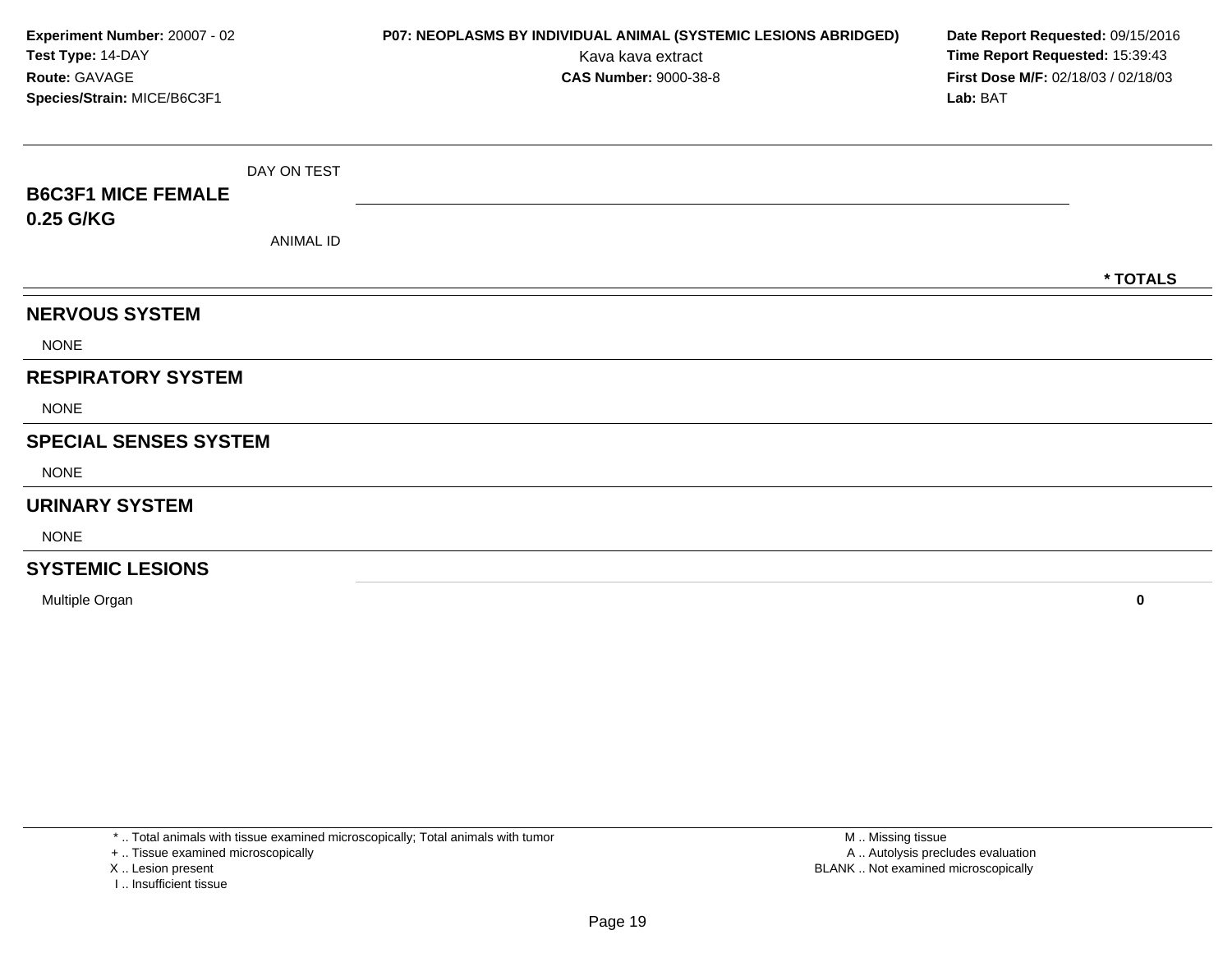**Experiment Number:** 20007 - 02
**Test Type:** 14-DAY
**Route:** GAVAGE
**Species/Strain:** MICE/B6C3F1

**P07: NEOPLASMS BY INDIVIDUAL ANIMAL (SYSTEMIC LESIONS ABRIDGED)**
Kava kava extract
**CAS Number:** 9000-38-8

**Date Report Requested:** 09/15/2016
**Time Report Requested:** 15:39:43
**First Dose M/F:** 02/18/03 / 02/18/03
**Lab:** BAT

| **B6C3F1 MICE FEMALE 0.25 G/KG** | DAY ON TEST / ANIMAL ID | * TOTALS |
|---|---|---|
| **NERVOUS SYSTEM** | | |
| NONE | | |
| **RESPIRATORY SYSTEM** | | |
| NONE | | |
| **SPECIAL SENSES SYSTEM** | | |
| NONE | | |
| **URINARY SYSTEM** | | |
| NONE | | |
| **SYSTEMIC LESIONS** | | |
| Multiple Organ | | **0** |

\* .. Total animals with tissue examined microscopically; Total animals with tumor
\+ .. Tissue examined microscopically
X .. Lesion present
I .. Insufficient tissue

M .. Missing tissue
A .. Autolysis precludes evaluation
BLANK .. Not examined microscopically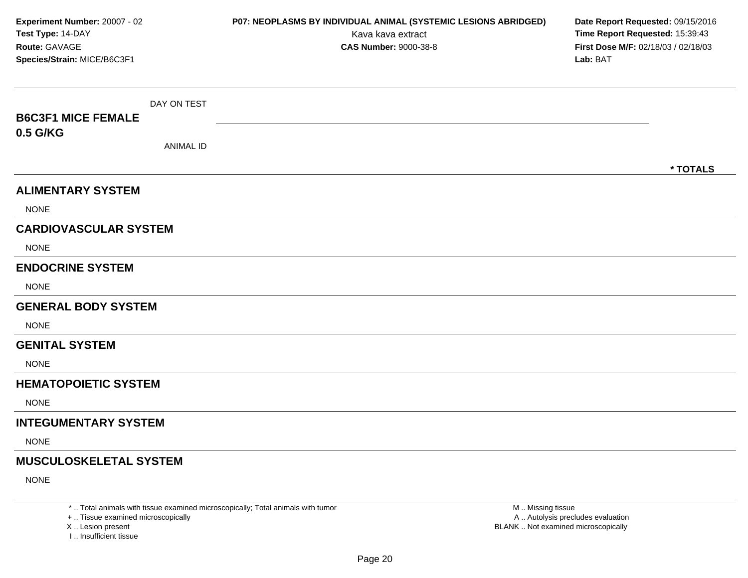**Experiment Number:** 20007 - 02
**Test Type:** 14-DAY
**Route:** GAVAGE
**Species/Strain:** MICE/B6C3F1

**P07: NEOPLASMS BY INDIVIDUAL ANIMAL (SYSTEMIC LESIONS ABRIDGED)**
Kava kava extract
**CAS Number:** 9000-38-8

**Date Report Requested:** 09/15/2016
**Time Report Requested:** 15:39:43
**First Dose M/F:** 02/18/03 / 02/18/03
**Lab:** BAT

**B6C3F1 MICE FEMALE**
**0.5 G/KG**

DAY ON TEST

ANIMAL ID

**\* TOTALS**

## ALIMENTARY SYSTEM

NONE

## CARDIOVASCULAR SYSTEM

NONE

## ENDOCRINE SYSTEM

NONE

## GENERAL BODY SYSTEM

NONE

## GENITAL SYSTEM

NONE

## HEMATOPOIETIC SYSTEM

NONE

## INTEGUMENTARY SYSTEM

NONE

## MUSCULOSKELETAL SYSTEM

NONE

\* .. Total animals with tissue examined microscopically; Total animals with tumor
\+ .. Tissue examined microscopically
X .. Lesion present
I .. Insufficient tissue

M .. Missing tissue
A .. Autolysis precludes evaluation
BLANK .. Not examined microscopically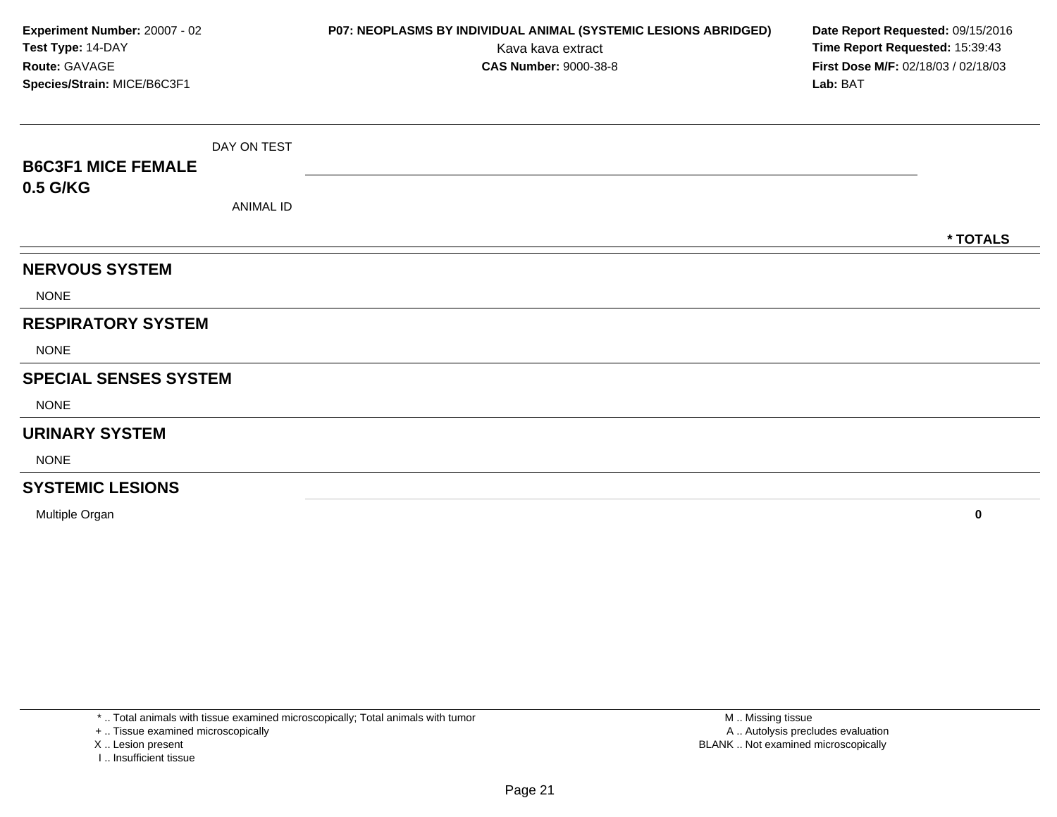**Experiment Number:** 20007 - 02
**Test Type:** 14-DAY
**Route:** GAVAGE
**Species/Strain:** MICE/B6C3F1

**P07: NEOPLASMS BY INDIVIDUAL ANIMAL (SYSTEMIC LESIONS ABRIDGED)**
Kava kava extract
**CAS Number:** 9000-38-8

**Date Report Requested:** 09/15/2016
**Time Report Requested:** 15:39:43
**First Dose M/F:** 02/18/03 / 02/18/03
**Lab:** BAT

| B6C3F1 MICE FEMALE 0.5 G/KG | DAY ON TEST / ANIMAL ID | * TOTALS |
|---|---|---|
| **NERVOUS SYSTEM** | | |
| NONE | | |
| **RESPIRATORY SYSTEM** | | |
| NONE | | |
| **SPECIAL SENSES SYSTEM** | | |
| NONE | | |
| **URINARY SYSTEM** | | |
| NONE | | |
| **SYSTEMIC LESIONS** | | |
| Multiple Organ | | **0** |

* .. Total animals with tissue examined microscopically; Total animals with tumor
+ .. Tissue examined microscopically
X .. Lesion present
I .. Insufficient tissue

M .. Missing tissue
A .. Autolysis precludes evaluation
BLANK .. Not examined microscopically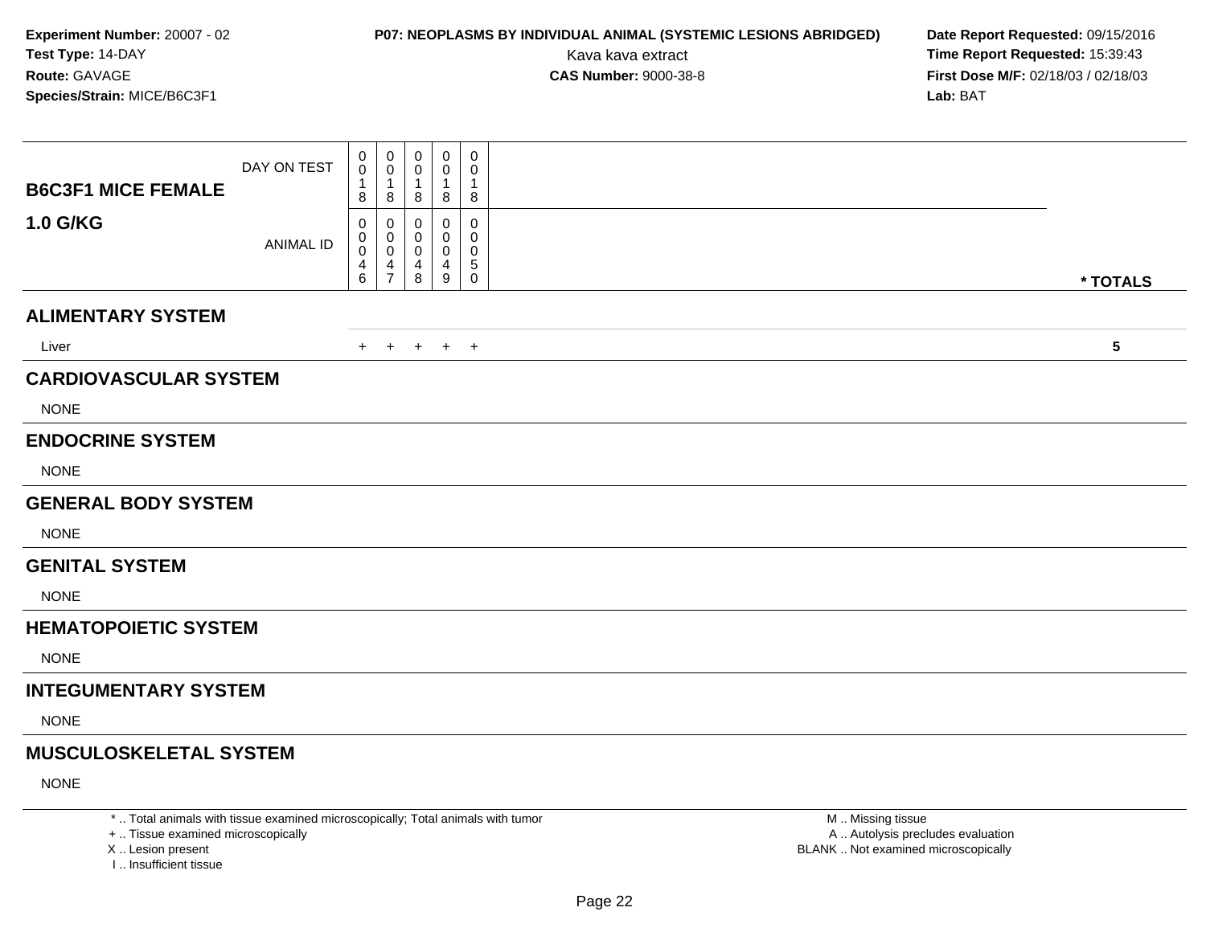**Experiment Number:** 20007 - 02
**Test Type:** 14-DAY
**Route:** GAVAGE
**Species/Strain:** MICE/B6C3F1

**P07: NEOPLASMS BY INDIVIDUAL ANIMAL (SYSTEMIC LESIONS ABRIDGED)**
Kava kava extract
**CAS Number:** 9000-38-8

**Date Report Requested:** 09/15/2016
**Time Report Requested:** 15:39:43
**First Dose M/F:** 02/18/03 / 02/18/03
**Lab:** BAT

| **B6C3F1 MICE FEMALE 1.0 G/KG** | | | | | | |
|---|---|---|---|---|---|---|
| DAY ON TEST | 0018 | 0018 | 0018 | 0018 | 0018 | |
| ANIMAL ID | 00046 | 00047 | 00048 | 00049 | 00050 | **\* TOTALS** |
| **ALIMENTARY SYSTEM** | | | | | | |
| Liver | + | + | + | + | + | **5** |
| **CARDIOVASCULAR SYSTEM** | | | | | | |
| NONE | | | | | | |
| **ENDOCRINE SYSTEM** | | | | | | |
| NONE | | | | | | |
| **GENERAL BODY SYSTEM** | | | | | | |
| NONE | | | | | | |
| **GENITAL SYSTEM** | | | | | | |
| NONE | | | | | | |
| **HEMATOPOIETIC SYSTEM** | | | | | | |
| NONE | | | | | | |
| **INTEGUMENTARY SYSTEM** | | | | | | |
| NONE | | | | | | |
| **MUSCULOSKELETAL SYSTEM** | | | | | | |
| NONE | | | | | | |

\* .. Total animals with tissue examined microscopically; Total animals with tumor
\+ .. Tissue examined microscopically
X .. Lesion present
I .. Insufficient tissue

M .. Missing tissue
A .. Autolysis precludes evaluation
BLANK .. Not examined microscopically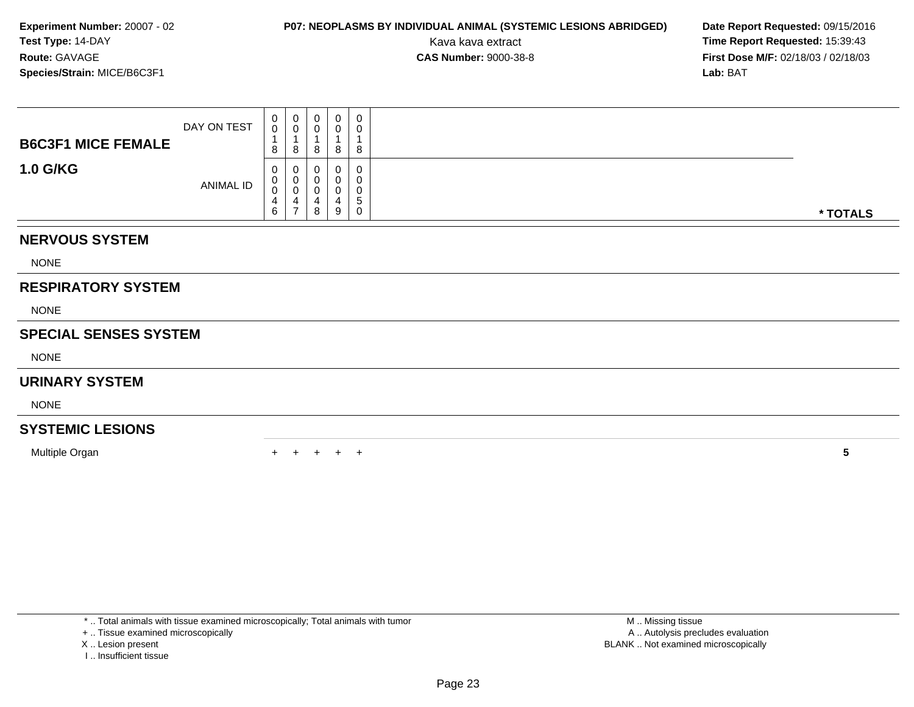Experiment Number: 20007 - 02
Test Type: 14-DAY
Route: GAVAGE
Species/Strain: MICE/B6C3F1

**P07: NEOPLASMS BY INDIVIDUAL ANIMAL (SYSTEMIC LESIONS ABRIDGED)**
Kava kava extract
**CAS Number:** 9000-38-8

Date Report Requested: 09/15/2016
Time Report Requested: 15:39:43
First Dose M/F: 02/18/03 / 02/18/03
Lab: BAT

| B6C3F1 MICE FEMALE 1.0 G/KG | | | | | | |
|---|---|---|---|---|---|---|
| DAY ON TEST | 0018 | 0018 | 0018 | 0018 | 0018 | |
| ANIMAL ID | 00046 | 00047 | 00048 | 00049 | 00050 | * TOTALS |
| **NERVOUS SYSTEM** | | | | | | |
| NONE | | | | | | |
| **RESPIRATORY SYSTEM** | | | | | | |
| NONE | | | | | | |
| **SPECIAL SENSES SYSTEM** | | | | | | |
| NONE | | | | | | |
| **URINARY SYSTEM** | | | | | | |
| NONE | | | | | | |
| **SYSTEMIC LESIONS** | | | | | | |
| Multiple Organ | + | + | + | + | + | **5** |

* .. Total animals with tissue examined microscopically; Total animals with tumor
+ .. Tissue examined microscopically
X .. Lesion present
I .. Insufficient tissue

M .. Missing tissue
A .. Autolysis precludes evaluation
BLANK .. Not examined microscopically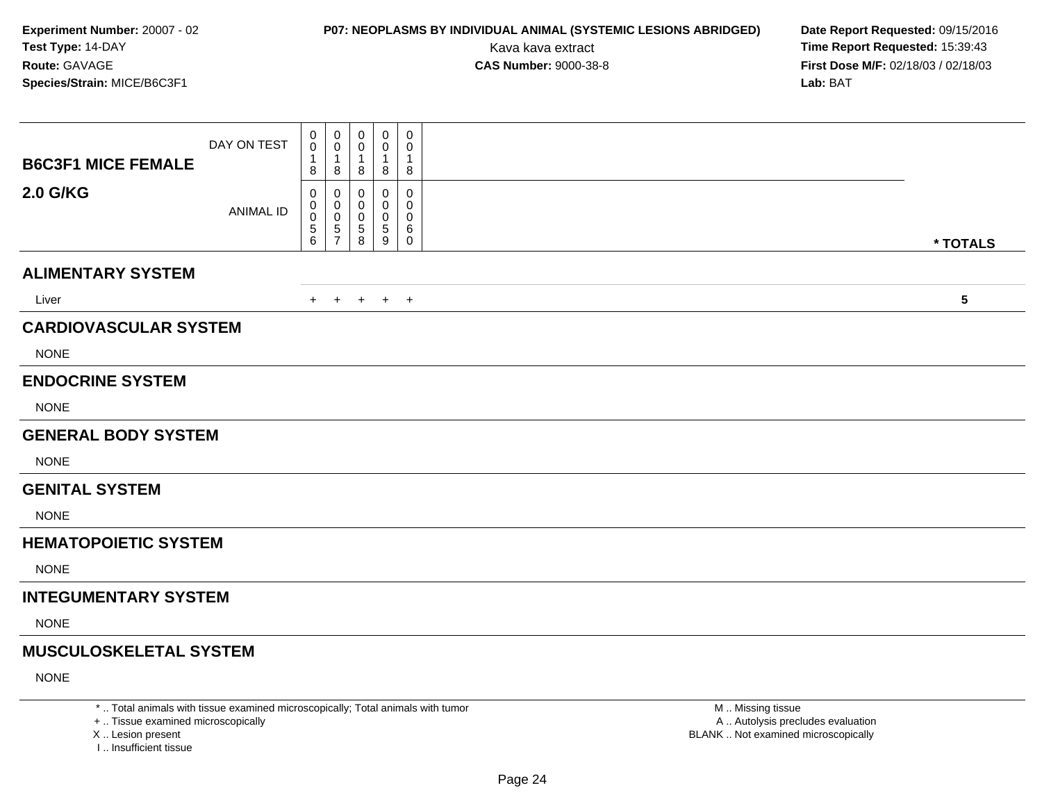**Experiment Number:** 20007 - 02
**Test Type:** 14-DAY
**Route:** GAVAGE
**Species/Strain:** MICE/B6C3F1

**P07: NEOPLASMS BY INDIVIDUAL ANIMAL (SYSTEMIC LESIONS ABRIDGED)**
Kava kava extract
**CAS Number:** 9000-38-8

**Date Report Requested:** 09/15/2016
**Time Report Requested:** 15:39:43
**First Dose M/F:** 02/18/03 / 02/18/03
**Lab:** BAT

## B6C3F1 MICE FEMALE
## 2.0 G/KG

| | | | | | | |
|---|---|---|---|---|---|---|
| DAY ON TEST | 0018 | 0018 | 0018 | 0018 | 0018 | |
| ANIMAL ID | 00056 | 00057 | 00058 | 00059 | 00060 | * TOTALS |
| **ALIMENTARY SYSTEM** | | | | | | |
| Liver | + | + | + | + | + | **5** |
| **CARDIOVASCULAR SYSTEM** | | | | | | |
| NONE | | | | | | |
| **ENDOCRINE SYSTEM** | | | | | | |
| NONE | | | | | | |
| **GENERAL BODY SYSTEM** | | | | | | |
| NONE | | | | | | |
| **GENITAL SYSTEM** | | | | | | |
| NONE | | | | | | |
| **HEMATOPOIETIC SYSTEM** | | | | | | |
| NONE | | | | | | |
| **INTEGUMENTARY SYSTEM** | | | | | | |
| NONE | | | | | | |
| **MUSCULOSKELETAL SYSTEM** | | | | | | |
| NONE | | | | | | |

\* .. Total animals with tissue examined microscopically; Total animals with tumor
\+ .. Tissue examined microscopically
X .. Lesion present
I .. Insufficient tissue

M .. Missing tissue
A .. Autolysis precludes evaluation
BLANK .. Not examined microscopically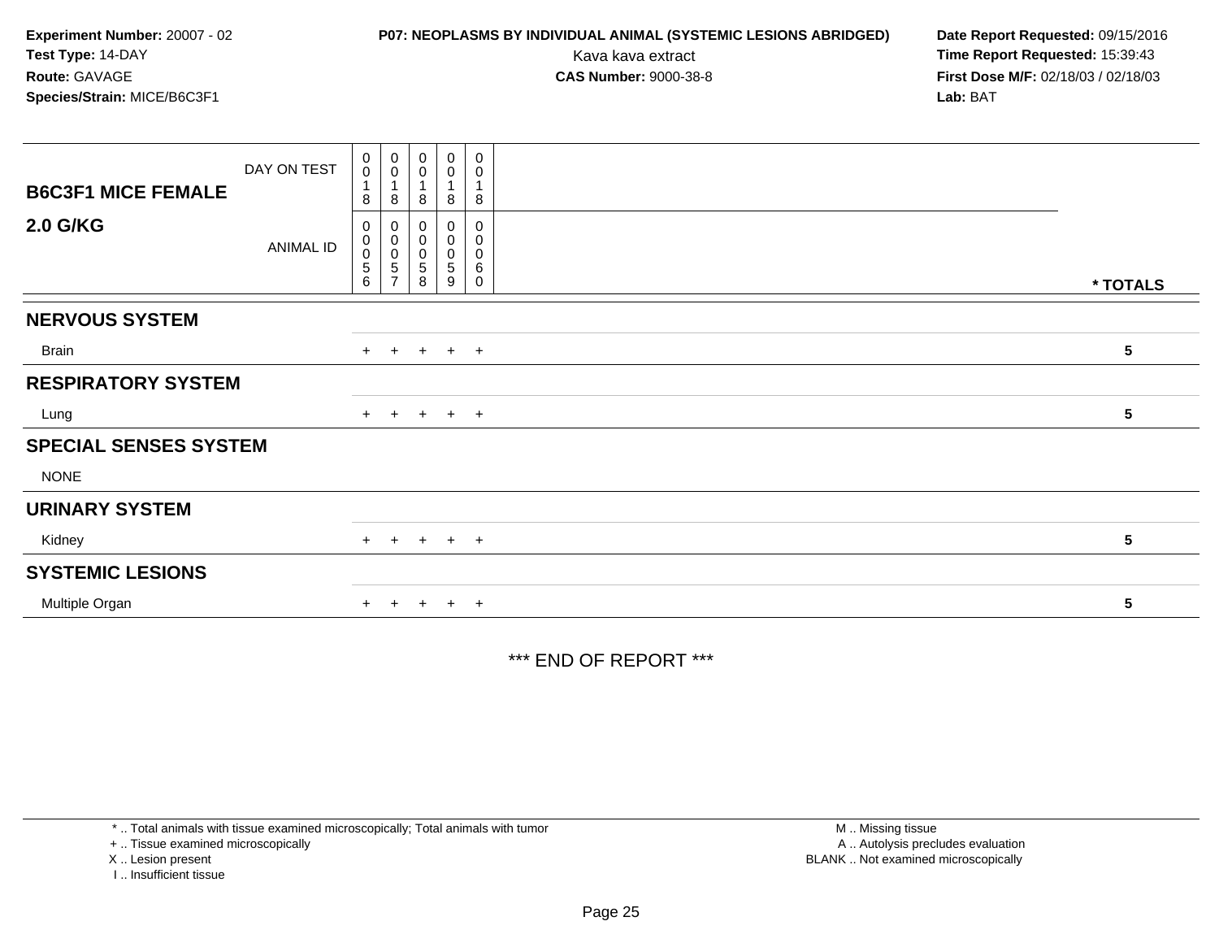**Experiment Number:** 20007 - 02
**Test Type:** 14-DAY
**Route:** GAVAGE
**Species/Strain:** MICE/B6C3F1

**P07: NEOPLASMS BY INDIVIDUAL ANIMAL (SYSTEMIC LESIONS ABRIDGED)**
Kava kava extract
**CAS Number:** 9000-38-8

**Date Report Requested:** 09/15/2016
**Time Report Requested:** 15:39:43
**First Dose M/F:** 02/18/03 / 02/18/03
**Lab:** BAT

| **B6C3F1 MICE FEMALE 2.0 G/KG** | | | | | | |
|---|---|---|---|---|---|---|
| DAY ON TEST | 0018 | 0018 | 0018 | 0018 | 0018 | |
| ANIMAL ID | 00056 | 00057 | 00058 | 00059 | 00060 | * TOTALS |
| **NERVOUS SYSTEM** | | | | | | |
| Brain | + | + | + | + | + | 5 |
| **RESPIRATORY SYSTEM** | | | | | | |
| Lung | + | + | + | + | + | 5 |
| **SPECIAL SENSES SYSTEM** | | | | | | |
| NONE | | | | | | |
| **URINARY SYSTEM** | | | | | | |
| Kidney | + | + | + | + | + | 5 |
| **SYSTEMIC LESIONS** | | | | | | |
| Multiple Organ | + | + | + | + | + | 5 |

*** END OF REPORT ***

* .. Total animals with tissue examined microscopically; Total animals with tumor
+ .. Tissue examined microscopically
X .. Lesion present
I .. Insufficient tissue

M .. Missing tissue
A .. Autolysis precludes evaluation
BLANK .. Not examined microscopically